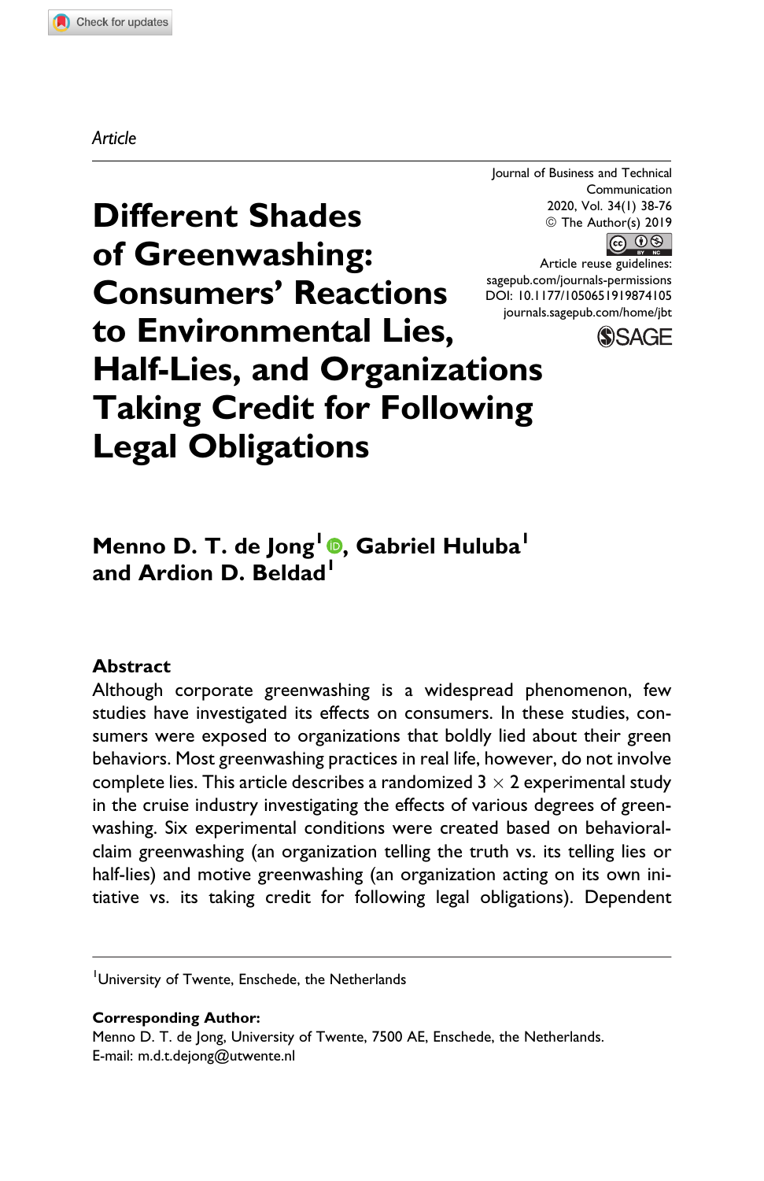*Article*

# Different Shades of Greenwashing: Consumers' Reactions to Environmental Lies, Half-Lies, and Organizations Taking Credit for Following Legal Obligations

Journal of Business and Technical Communication
2020, Vol. 34(1) 38-76
© The Author(s) 2019
Article reuse guidelines:
sagepub.com/journals-permissions
DOI: 10.1177/1050651919874105
journals.sagepub.com/home/jbt

**Menno D. T. de Jong[1], Gabriel Huluba[1] and Ardion D. Beldad[1]**

## Abstract

Although corporate greenwashing is a widespread phenomenon, few studies have investigated its effects on consumers. In these studies, consumers were exposed to organizations that boldly lied about their green behaviors. Most greenwashing practices in real life, however, do not involve complete lies. This article describes a randomized 3 × 2 experimental study in the cruise industry investigating the effects of various degrees of greenwashing. Six experimental conditions were created based on behavioral-claim greenwashing (an organization telling the truth vs. its telling lies or half-lies) and motive greenwashing (an organization acting on its own initiative vs. its taking credit for following legal obligations). Dependent

[1]University of Twente, Enschede, the Netherlands

**Corresponding Author:**
Menno D. T. de Jong, University of Twente, 7500 AE, Enschede, the Netherlands.
E-mail: m.d.t.dejong@utwente.nl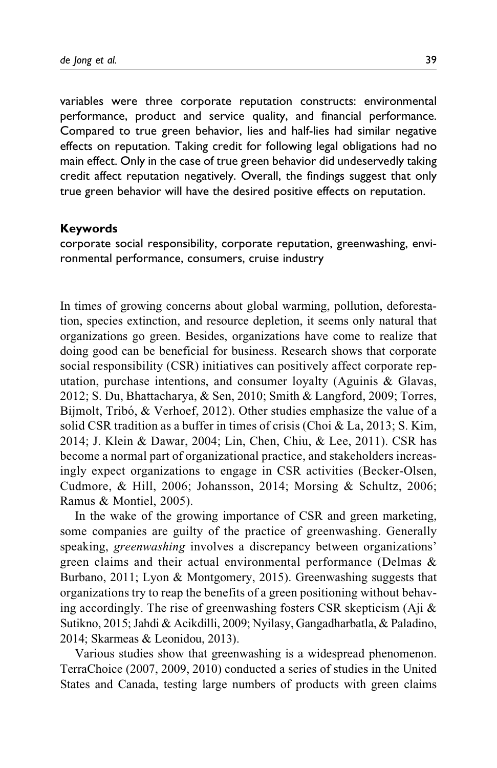variables were three corporate reputation constructs: environmental performance, product and service quality, and financial performance. Compared to true green behavior, lies and half-lies had similar negative effects on reputation. Taking credit for following legal obligations had no main effect. Only in the case of true green behavior did undeservedly taking credit affect reputation negatively. Overall, the findings suggest that only true green behavior will have the desired positive effects on reputation.

### Keywords

corporate social responsibility, corporate reputation, greenwashing, environmental performance, consumers, cruise industry

In times of growing concerns about global warming, pollution, deforestation, species extinction, and resource depletion, it seems only natural that organizations go green. Besides, organizations have come to realize that doing good can be beneficial for business. Research shows that corporate social responsibility (CSR) initiatives can positively affect corporate reputation, purchase intentions, and consumer loyalty (Aguinis & Glavas, 2012; S. Du, Bhattacharya, & Sen, 2010; Smith & Langford, 2009; Torres, Bijmolt, Tribó, & Verhoef, 2012). Other studies emphasize the value of a solid CSR tradition as a buffer in times of crisis (Choi & La, 2013; S. Kim, 2014; J. Klein & Dawar, 2004; Lin, Chen, Chiu, & Lee, 2011). CSR has become a normal part of organizational practice, and stakeholders increasingly expect organizations to engage in CSR activities (Becker-Olsen, Cudmore, & Hill, 2006; Johansson, 2014; Morsing & Schultz, 2006; Ramus & Montiel, 2005).

In the wake of the growing importance of CSR and green marketing, some companies are guilty of the practice of greenwashing. Generally speaking, *greenwashing* involves a discrepancy between organizations' green claims and their actual environmental performance (Delmas & Burbano, 2011; Lyon & Montgomery, 2015). Greenwashing suggests that organizations try to reap the benefits of a green positioning without behaving accordingly. The rise of greenwashing fosters CSR skepticism (Aji & Sutikno, 2015; Jahdi & Acikdilli, 2009; Nyilasy, Gangadharbatla, & Paladino, 2014; Skarmeas & Leonidou, 2013).

Various studies show that greenwashing is a widespread phenomenon. TerraChoice (2007, 2009, 2010) conducted a series of studies in the United States and Canada, testing large numbers of products with green claims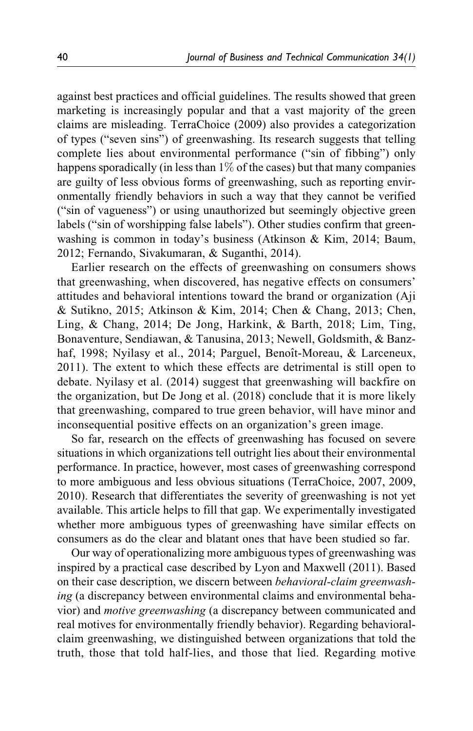against best practices and official guidelines. The results showed that green marketing is increasingly popular and that a vast majority of the green claims are misleading. TerraChoice (2009) also provides a categorization of types ("seven sins") of greenwashing. Its research suggests that telling complete lies about environmental performance ("sin of fibbing") only happens sporadically (in less than 1% of the cases) but that many companies are guilty of less obvious forms of greenwashing, such as reporting environmentally friendly behaviors in such a way that they cannot be verified ("sin of vagueness") or using unauthorized but seemingly objective green labels ("sin of worshipping false labels"). Other studies confirm that greenwashing is common in today's business (Atkinson & Kim, 2014; Baum, 2012; Fernando, Sivakumaran, & Suganthi, 2014).

Earlier research on the effects of greenwashing on consumers shows that greenwashing, when discovered, has negative effects on consumers' attitudes and behavioral intentions toward the brand or organization (Aji & Sutikno, 2015; Atkinson & Kim, 2014; Chen & Chang, 2013; Chen, Ling, & Chang, 2014; De Jong, Harkink, & Barth, 2018; Lim, Ting, Bonaventure, Sendiawan, & Tanusina, 2013; Newell, Goldsmith, & Banzhaf, 1998; Nyilasy et al., 2014; Parguel, Benoît-Moreau, & Larceneux, 2011). The extent to which these effects are detrimental is still open to debate. Nyilasy et al. (2014) suggest that greenwashing will backfire on the organization, but De Jong et al. (2018) conclude that it is more likely that greenwashing, compared to true green behavior, will have minor and inconsequential positive effects on an organization's green image.

So far, research on the effects of greenwashing has focused on severe situations in which organizations tell outright lies about their environmental performance. In practice, however, most cases of greenwashing correspond to more ambiguous and less obvious situations (TerraChoice, 2007, 2009, 2010). Research that differentiates the severity of greenwashing is not yet available. This article helps to fill that gap. We experimentally investigated whether more ambiguous types of greenwashing have similar effects on consumers as do the clear and blatant ones that have been studied so far.

Our way of operationalizing more ambiguous types of greenwashing was inspired by a practical case described by Lyon and Maxwell (2011). Based on their case description, we discern between *behavioral-claim greenwashing* (a discrepancy between environmental claims and environmental behavior) and *motive greenwashing* (a discrepancy between communicated and real motives for environmentally friendly behavior). Regarding behavioral-claim greenwashing, we distinguished between organizations that told the truth, those that told half-lies, and those that lied. Regarding motive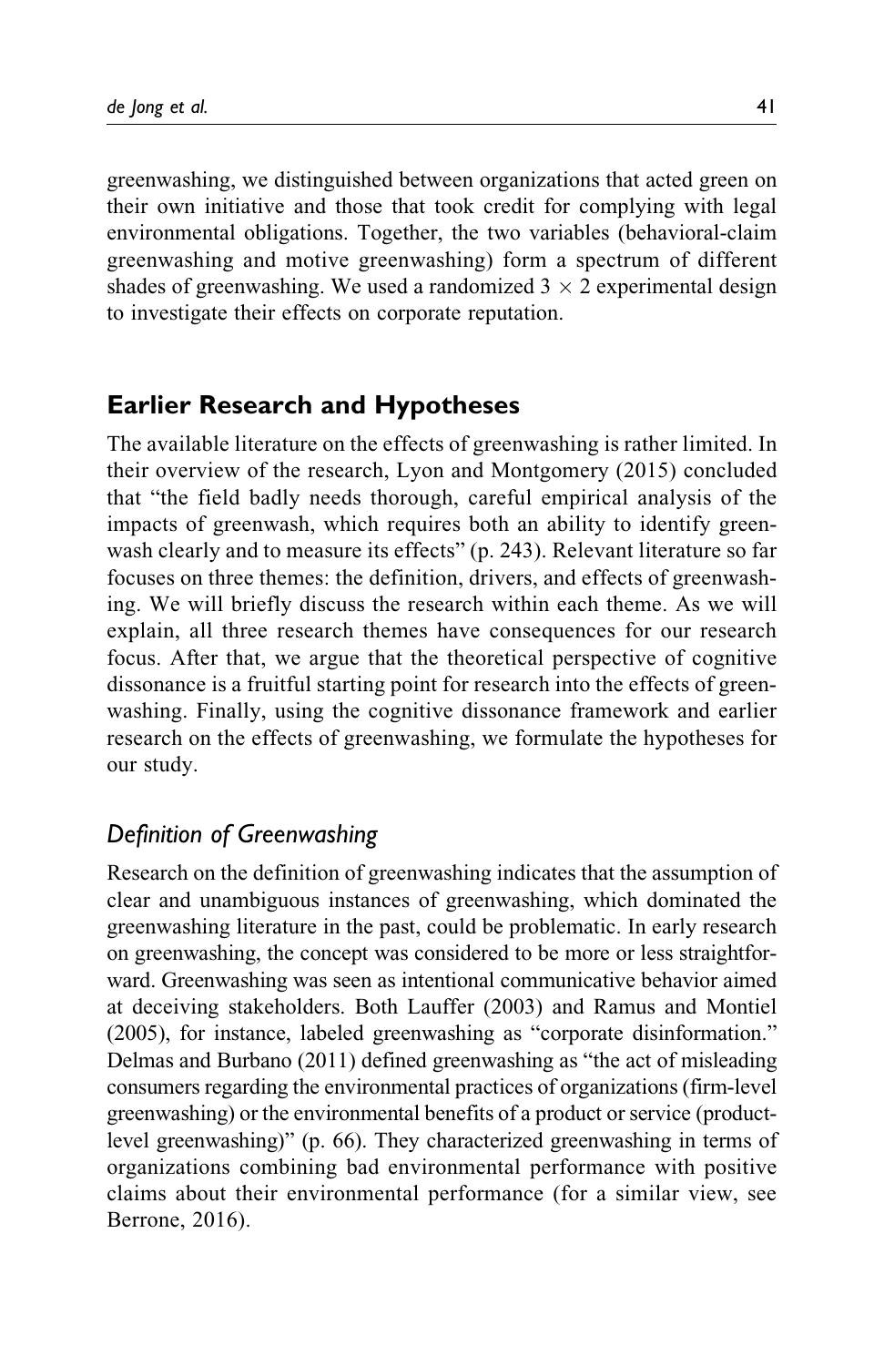greenwashing, we distinguished between organizations that acted green on their own initiative and those that took credit for complying with legal environmental obligations. Together, the two variables (behavioral-claim greenwashing and motive greenwashing) form a spectrum of different shades of greenwashing. We used a randomized $3 \times 2$ experimental design to investigate their effects on corporate reputation.

## Earlier Research and Hypotheses

The available literature on the effects of greenwashing is rather limited. In their overview of the research, Lyon and Montgomery (2015) concluded that "the field badly needs thorough, careful empirical analysis of the impacts of greenwash, which requires both an ability to identify greenwash clearly and to measure its effects" (p. 243). Relevant literature so far focuses on three themes: the definition, drivers, and effects of greenwashing. We will briefly discuss the research within each theme. As we will explain, all three research themes have consequences for our research focus. After that, we argue that the theoretical perspective of cognitive dissonance is a fruitful starting point for research into the effects of greenwashing. Finally, using the cognitive dissonance framework and earlier research on the effects of greenwashing, we formulate the hypotheses for our study.

### *Definition of Greenwashing*

Research on the definition of greenwashing indicates that the assumption of clear and unambiguous instances of greenwashing, which dominated the greenwashing literature in the past, could be problematic. In early research on greenwashing, the concept was considered to be more or less straightforward. Greenwashing was seen as intentional communicative behavior aimed at deceiving stakeholders. Both Lauffer (2003) and Ramus and Montiel (2005), for instance, labeled greenwashing as "corporate disinformation." Delmas and Burbano (2011) defined greenwashing as "the act of misleading consumers regarding the environmental practices of organizations (firm-level greenwashing) or the environmental benefits of a product or service (product-level greenwashing)" (p. 66). They characterized greenwashing in terms of organizations combining bad environmental performance with positive claims about their environmental performance (for a similar view, see Berrone, 2016).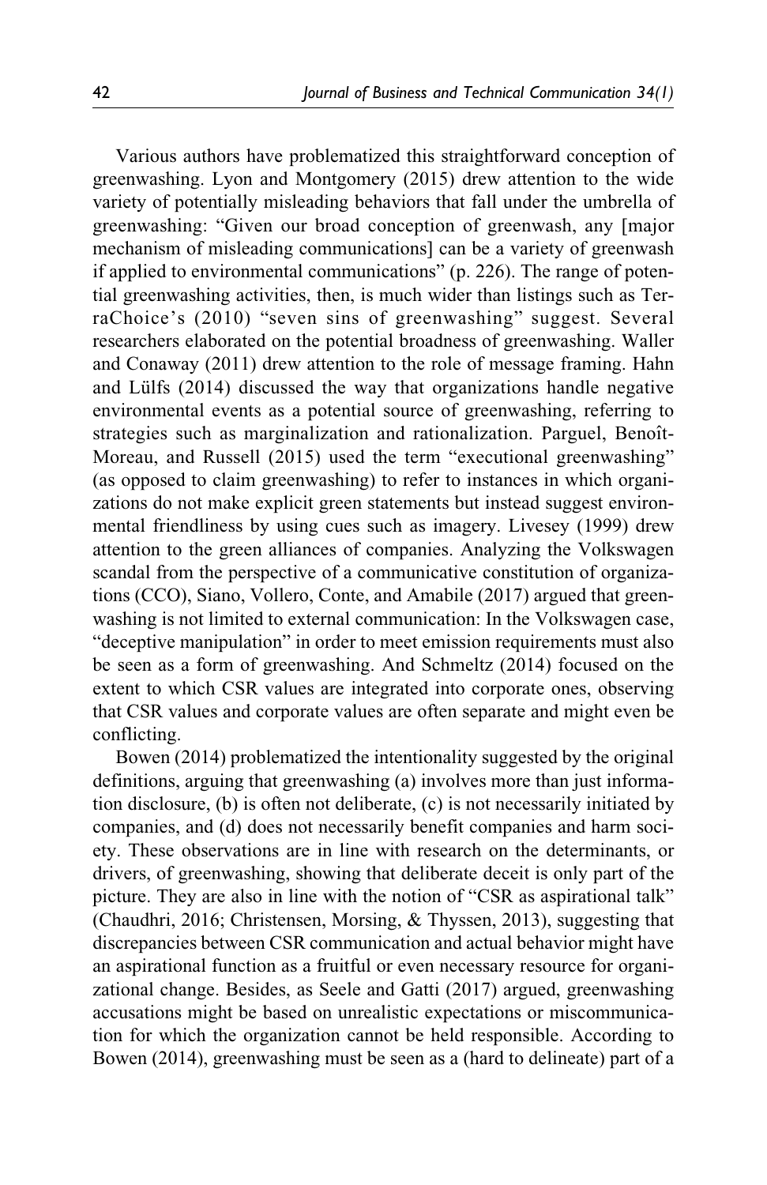Various authors have problematized this straightforward conception of greenwashing. Lyon and Montgomery (2015) drew attention to the wide variety of potentially misleading behaviors that fall under the umbrella of greenwashing: "Given our broad conception of greenwash, any [major mechanism of misleading communications] can be a variety of greenwash if applied to environmental communications" (p. 226). The range of potential greenwashing activities, then, is much wider than listings such as TerraChoice's (2010) "seven sins of greenwashing" suggest. Several researchers elaborated on the potential broadness of greenwashing. Waller and Conaway (2011) drew attention to the role of message framing. Hahn and Lülfs (2014) discussed the way that organizations handle negative environmental events as a potential source of greenwashing, referring to strategies such as marginalization and rationalization. Parguel, Benoît-Moreau, and Russell (2015) used the term "executional greenwashing" (as opposed to claim greenwashing) to refer to instances in which organizations do not make explicit green statements but instead suggest environmental friendliness by using cues such as imagery. Livesey (1999) drew attention to the green alliances of companies. Analyzing the Volkswagen scandal from the perspective of a communicative constitution of organizations (CCO), Siano, Vollero, Conte, and Amabile (2017) argued that greenwashing is not limited to external communication: In the Volkswagen case, "deceptive manipulation" in order to meet emission requirements must also be seen as a form of greenwashing. And Schmeltz (2014) focused on the extent to which CSR values are integrated into corporate ones, observing that CSR values and corporate values are often separate and might even be conflicting.

Bowen (2014) problematized the intentionality suggested by the original definitions, arguing that greenwashing (a) involves more than just information disclosure, (b) is often not deliberate, (c) is not necessarily initiated by companies, and (d) does not necessarily benefit companies and harm society. These observations are in line with research on the determinants, or drivers, of greenwashing, showing that deliberate deceit is only part of the picture. They are also in line with the notion of "CSR as aspirational talk" (Chaudhri, 2016; Christensen, Morsing, & Thyssen, 2013), suggesting that discrepancies between CSR communication and actual behavior might have an aspirational function as a fruitful or even necessary resource for organizational change. Besides, as Seele and Gatti (2017) argued, greenwashing accusations might be based on unrealistic expectations or miscommunication for which the organization cannot be held responsible. According to Bowen (2014), greenwashing must be seen as a (hard to delineate) part of a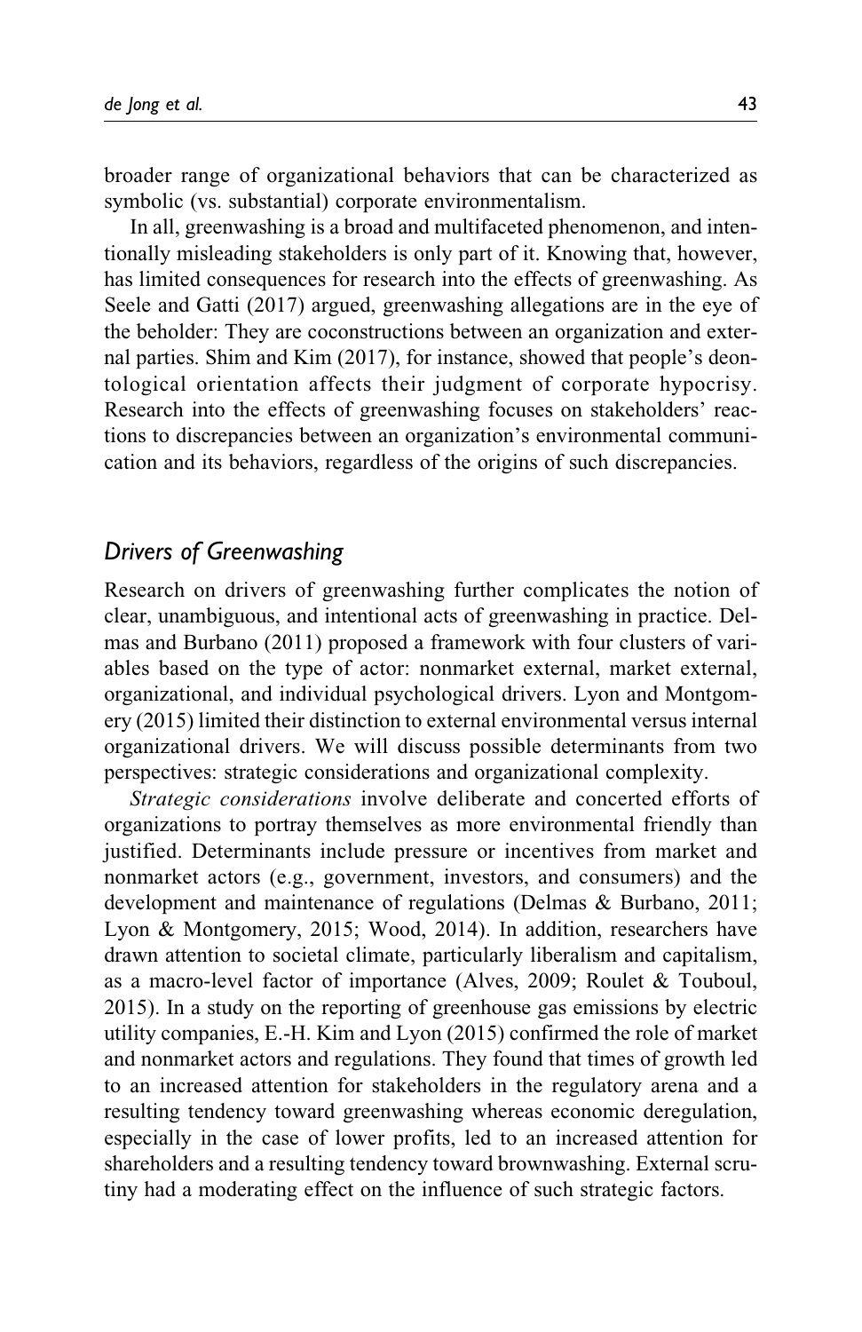broader range of organizational behaviors that can be characterized as symbolic (vs. substantial) corporate environmentalism.

In all, greenwashing is a broad and multifaceted phenomenon, and intentionally misleading stakeholders is only part of it. Knowing that, however, has limited consequences for research into the effects of greenwashing. As Seele and Gatti (2017) argued, greenwashing allegations are in the eye of the beholder: They are coconstructions between an organization and external parties. Shim and Kim (2017), for instance, showed that people's deontological orientation affects their judgment of corporate hypocrisy. Research into the effects of greenwashing focuses on stakeholders' reactions to discrepancies between an organization's environmental communication and its behaviors, regardless of the origins of such discrepancies.

## *Drivers of Greenwashing*

Research on drivers of greenwashing further complicates the notion of clear, unambiguous, and intentional acts of greenwashing in practice. Delmas and Burbano (2011) proposed a framework with four clusters of variables based on the type of actor: nonmarket external, market external, organizational, and individual psychological drivers. Lyon and Montgomery (2015) limited their distinction to external environmental versus internal organizational drivers. We will discuss possible determinants from two perspectives: strategic considerations and organizational complexity.

*Strategic considerations* involve deliberate and concerted efforts of organizations to portray themselves as more environmental friendly than justified. Determinants include pressure or incentives from market and nonmarket actors (e.g., government, investors, and consumers) and the development and maintenance of regulations (Delmas & Burbano, 2011; Lyon & Montgomery, 2015; Wood, 2014). In addition, researchers have drawn attention to societal climate, particularly liberalism and capitalism, as a macro-level factor of importance (Alves, 2009; Roulet & Touboul, 2015). In a study on the reporting of greenhouse gas emissions by electric utility companies, E.-H. Kim and Lyon (2015) confirmed the role of market and nonmarket actors and regulations. They found that times of growth led to an increased attention for stakeholders in the regulatory arena and a resulting tendency toward greenwashing whereas economic deregulation, especially in the case of lower profits, led to an increased attention for shareholders and a resulting tendency toward brownwashing. External scrutiny had a moderating effect on the influence of such strategic factors.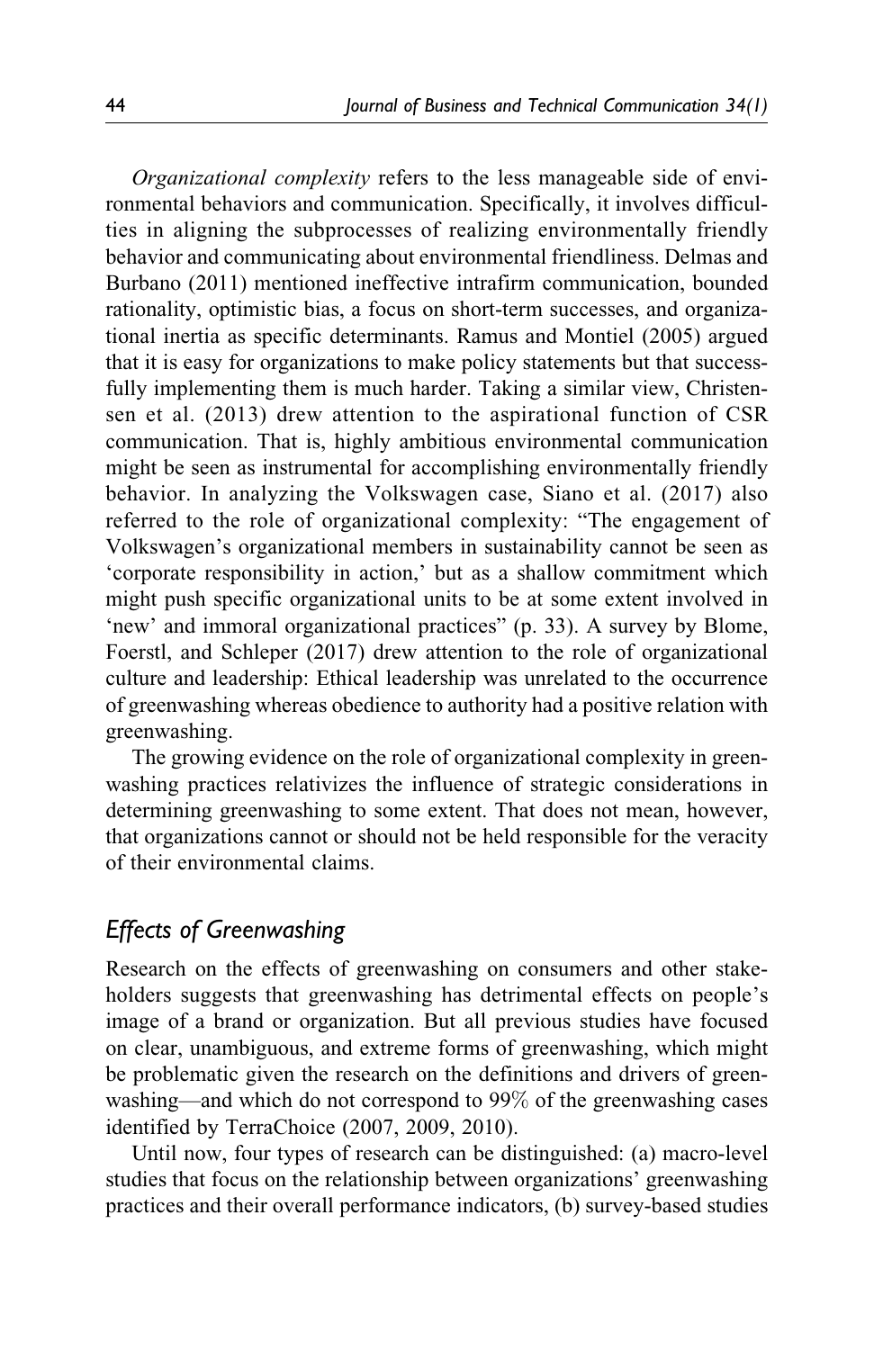*Organizational complexity* refers to the less manageable side of environmental behaviors and communication. Specifically, it involves difficulties in aligning the subprocesses of realizing environmentally friendly behavior and communicating about environmental friendliness. Delmas and Burbano (2011) mentioned ineffective intrafirm communication, bounded rationality, optimistic bias, a focus on short-term successes, and organizational inertia as specific determinants. Ramus and Montiel (2005) argued that it is easy for organizations to make policy statements but that successfully implementing them is much harder. Taking a similar view, Christensen et al. (2013) drew attention to the aspirational function of CSR communication. That is, highly ambitious environmental communication might be seen as instrumental for accomplishing environmentally friendly behavior. In analyzing the Volkswagen case, Siano et al. (2017) also referred to the role of organizational complexity: "The engagement of Volkswagen's organizational members in sustainability cannot be seen as 'corporate responsibility in action,' but as a shallow commitment which might push specific organizational units to be at some extent involved in 'new' and immoral organizational practices" (p. 33). A survey by Blome, Foerstl, and Schleper (2017) drew attention to the role of organizational culture and leadership: Ethical leadership was unrelated to the occurrence of greenwashing whereas obedience to authority had a positive relation with greenwashing.

The growing evidence on the role of organizational complexity in greenwashing practices relativizes the influence of strategic considerations in determining greenwashing to some extent. That does not mean, however, that organizations cannot or should not be held responsible for the veracity of their environmental claims.

## *Effects of Greenwashing*

Research on the effects of greenwashing on consumers and other stakeholders suggests that greenwashing has detrimental effects on people's image of a brand or organization. But all previous studies have focused on clear, unambiguous, and extreme forms of greenwashing, which might be problematic given the research on the definitions and drivers of greenwashing—and which do not correspond to 99% of the greenwashing cases identified by TerraChoice (2007, 2009, 2010).

Until now, four types of research can be distinguished: (a) macro-level studies that focus on the relationship between organizations' greenwashing practices and their overall performance indicators, (b) survey-based studies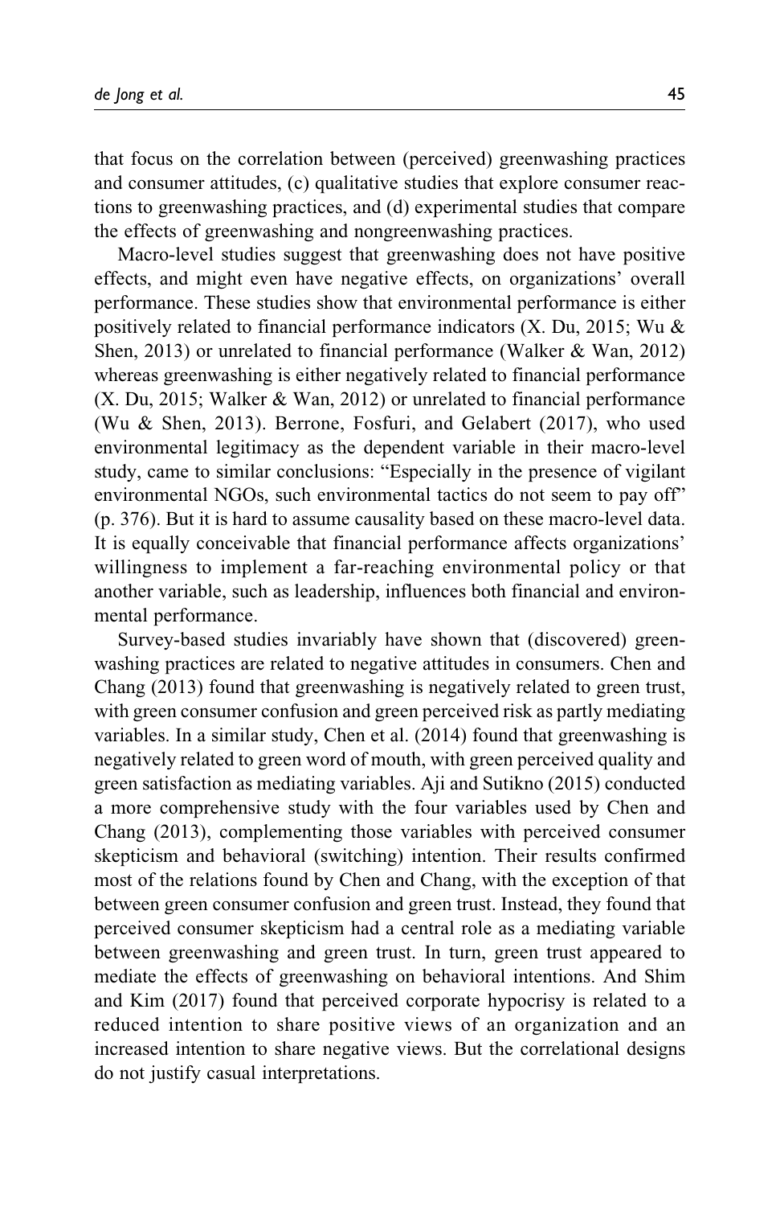that focus on the correlation between (perceived) greenwashing practices and consumer attitudes, (c) qualitative studies that explore consumer reactions to greenwashing practices, and (d) experimental studies that compare the effects of greenwashing and nongreenwashing practices.

Macro-level studies suggest that greenwashing does not have positive effects, and might even have negative effects, on organizations' overall performance. These studies show that environmental performance is either positively related to financial performance indicators (X. Du, 2015; Wu & Shen, 2013) or unrelated to financial performance (Walker & Wan, 2012) whereas greenwashing is either negatively related to financial performance (X. Du, 2015; Walker & Wan, 2012) or unrelated to financial performance (Wu & Shen, 2013). Berrone, Fosfuri, and Gelabert (2017), who used environmental legitimacy as the dependent variable in their macro-level study, came to similar conclusions: "Especially in the presence of vigilant environmental NGOs, such environmental tactics do not seem to pay off" (p. 376). But it is hard to assume causality based on these macro-level data. It is equally conceivable that financial performance affects organizations' willingness to implement a far-reaching environmental policy or that another variable, such as leadership, influences both financial and environmental performance.

Survey-based studies invariably have shown that (discovered) greenwashing practices are related to negative attitudes in consumers. Chen and Chang (2013) found that greenwashing is negatively related to green trust, with green consumer confusion and green perceived risk as partly mediating variables. In a similar study, Chen et al. (2014) found that greenwashing is negatively related to green word of mouth, with green perceived quality and green satisfaction as mediating variables. Aji and Sutikno (2015) conducted a more comprehensive study with the four variables used by Chen and Chang (2013), complementing those variables with perceived consumer skepticism and behavioral (switching) intention. Their results confirmed most of the relations found by Chen and Chang, with the exception of that between green consumer confusion and green trust. Instead, they found that perceived consumer skepticism had a central role as a mediating variable between greenwashing and green trust. In turn, green trust appeared to mediate the effects of greenwashing on behavioral intentions. And Shim and Kim (2017) found that perceived corporate hypocrisy is related to a reduced intention to share positive views of an organization and an increased intention to share negative views. But the correlational designs do not justify casual interpretations.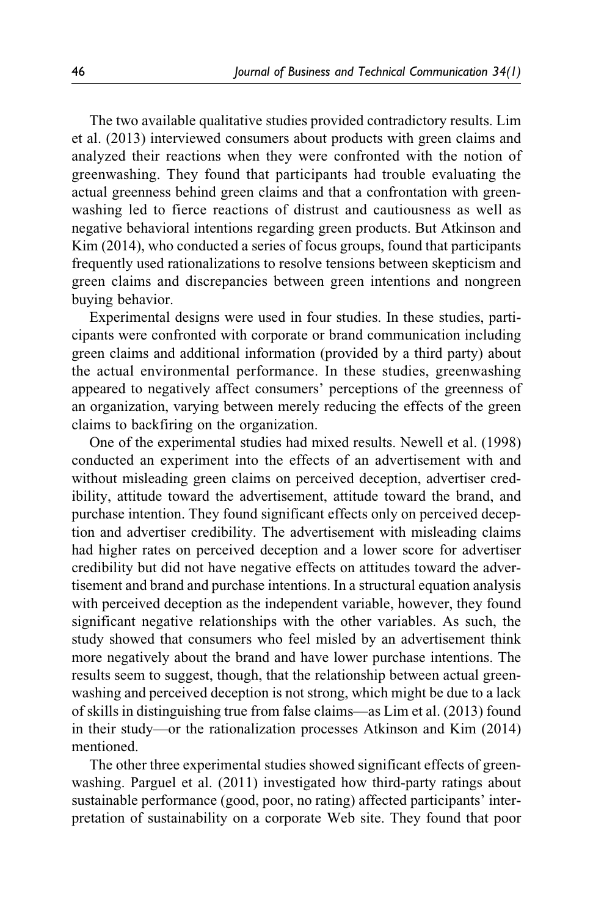The two available qualitative studies provided contradictory results. Lim et al. (2013) interviewed consumers about products with green claims and analyzed their reactions when they were confronted with the notion of greenwashing. They found that participants had trouble evaluating the actual greenness behind green claims and that a confrontation with greenwashing led to fierce reactions of distrust and cautiousness as well as negative behavioral intentions regarding green products. But Atkinson and Kim (2014), who conducted a series of focus groups, found that participants frequently used rationalizations to resolve tensions between skepticism and green claims and discrepancies between green intentions and nongreen buying behavior.

Experimental designs were used in four studies. In these studies, participants were confronted with corporate or brand communication including green claims and additional information (provided by a third party) about the actual environmental performance. In these studies, greenwashing appeared to negatively affect consumers' perceptions of the greenness of an organization, varying between merely reducing the effects of the green claims to backfiring on the organization.

One of the experimental studies had mixed results. Newell et al. (1998) conducted an experiment into the effects of an advertisement with and without misleading green claims on perceived deception, advertiser credibility, attitude toward the advertisement, attitude toward the brand, and purchase intention. They found significant effects only on perceived deception and advertiser credibility. The advertisement with misleading claims had higher rates on perceived deception and a lower score for advertiser credibility but did not have negative effects on attitudes toward the advertisement and brand and purchase intentions. In a structural equation analysis with perceived deception as the independent variable, however, they found significant negative relationships with the other variables. As such, the study showed that consumers who feel misled by an advertisement think more negatively about the brand and have lower purchase intentions. The results seem to suggest, though, that the relationship between actual greenwashing and perceived deception is not strong, which might be due to a lack of skills in distinguishing true from false claims—as Lim et al. (2013) found in their study—or the rationalization processes Atkinson and Kim (2014) mentioned.

The other three experimental studies showed significant effects of greenwashing. Parguel et al. (2011) investigated how third-party ratings about sustainable performance (good, poor, no rating) affected participants' interpretation of sustainability on a corporate Web site. They found that poor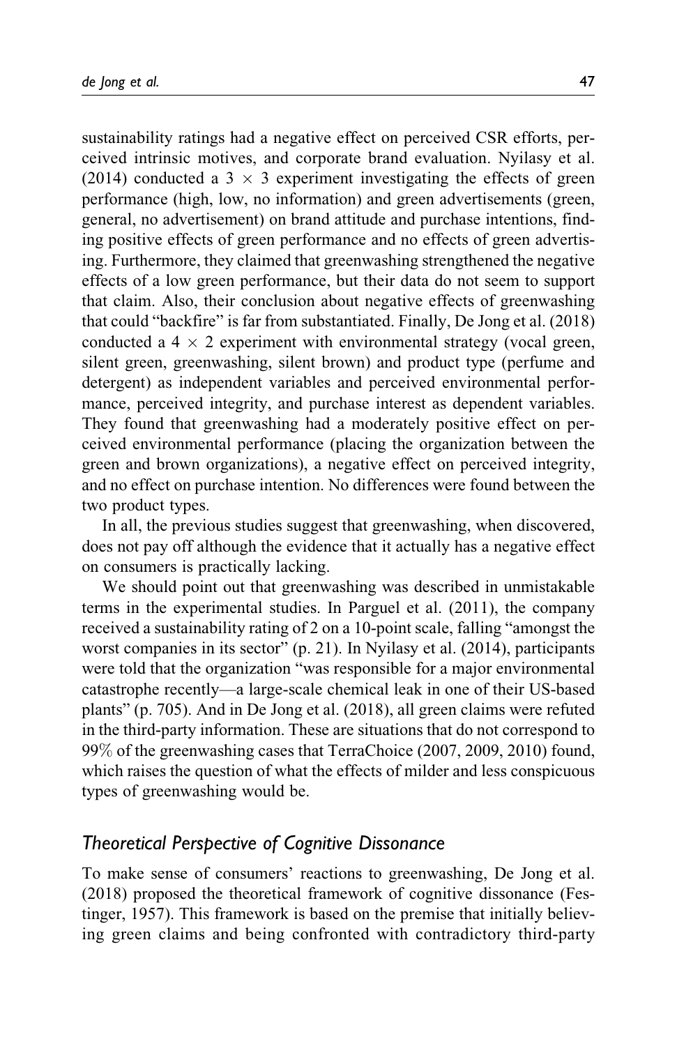sustainability ratings had a negative effect on perceived CSR efforts, perceived intrinsic motives, and corporate brand evaluation. Nyilasy et al. (2014) conducted a $3 \times 3$ experiment investigating the effects of green performance (high, low, no information) and green advertisements (green, general, no advertisement) on brand attitude and purchase intentions, finding positive effects of green performance and no effects of green advertising. Furthermore, they claimed that greenwashing strengthened the negative effects of a low green performance, but their data do not seem to support that claim. Also, their conclusion about negative effects of greenwashing that could "backfire" is far from substantiated. Finally, De Jong et al. (2018) conducted a $4 \times 2$ experiment with environmental strategy (vocal green, silent green, greenwashing, silent brown) and product type (perfume and detergent) as independent variables and perceived environmental performance, perceived integrity, and purchase interest as dependent variables. They found that greenwashing had a moderately positive effect on perceived environmental performance (placing the organization between the green and brown organizations), a negative effect on perceived integrity, and no effect on purchase intention. No differences were found between the two product types.

In all, the previous studies suggest that greenwashing, when discovered, does not pay off although the evidence that it actually has a negative effect on consumers is practically lacking.

We should point out that greenwashing was described in unmistakable terms in the experimental studies. In Parguel et al. (2011), the company received a sustainability rating of 2 on a 10-point scale, falling "amongst the worst companies in its sector" (p. 21). In Nyilasy et al. (2014), participants were told that the organization "was responsible for a major environmental catastrophe recently—a large-scale chemical leak in one of their US-based plants" (p. 705). And in De Jong et al. (2018), all green claims were refuted in the third-party information. These are situations that do not correspond to 99% of the greenwashing cases that TerraChoice (2007, 2009, 2010) found, which raises the question of what the effects of milder and less conspicuous types of greenwashing would be.

### *Theoretical Perspective of Cognitive Dissonance*

To make sense of consumers' reactions to greenwashing, De Jong et al. (2018) proposed the theoretical framework of cognitive dissonance (Festinger, 1957). This framework is based on the premise that initially believing green claims and being confronted with contradictory third-party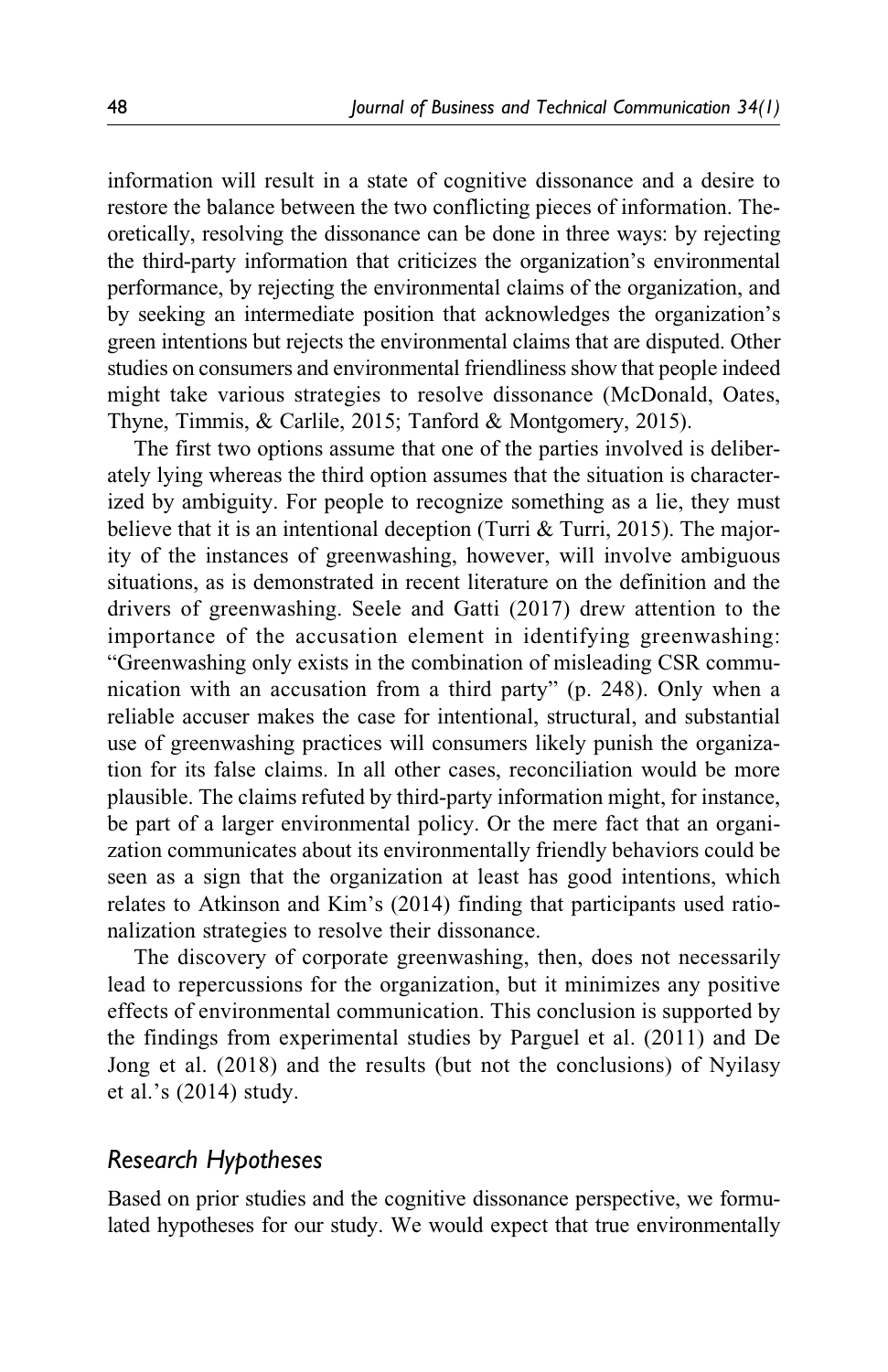information will result in a state of cognitive dissonance and a desire to restore the balance between the two conflicting pieces of information. Theoretically, resolving the dissonance can be done in three ways: by rejecting the third-party information that criticizes the organization's environmental performance, by rejecting the environmental claims of the organization, and by seeking an intermediate position that acknowledges the organization's green intentions but rejects the environmental claims that are disputed. Other studies on consumers and environmental friendliness show that people indeed might take various strategies to resolve dissonance (McDonald, Oates, Thyne, Timmis, & Carlile, 2015; Tanford & Montgomery, 2015).

The first two options assume that one of the parties involved is deliberately lying whereas the third option assumes that the situation is characterized by ambiguity. For people to recognize something as a lie, they must believe that it is an intentional deception (Turri & Turri, 2015). The majority of the instances of greenwashing, however, will involve ambiguous situations, as is demonstrated in recent literature on the definition and the drivers of greenwashing. Seele and Gatti (2017) drew attention to the importance of the accusation element in identifying greenwashing: "Greenwashing only exists in the combination of misleading CSR communication with an accusation from a third party" (p. 248). Only when a reliable accuser makes the case for intentional, structural, and substantial use of greenwashing practices will consumers likely punish the organization for its false claims. In all other cases, reconciliation would be more plausible. The claims refuted by third-party information might, for instance, be part of a larger environmental policy. Or the mere fact that an organization communicates about its environmentally friendly behaviors could be seen as a sign that the organization at least has good intentions, which relates to Atkinson and Kim's (2014) finding that participants used rationalization strategies to resolve their dissonance.

The discovery of corporate greenwashing, then, does not necessarily lead to repercussions for the organization, but it minimizes any positive effects of environmental communication. This conclusion is supported by the findings from experimental studies by Parguel et al. (2011) and De Jong et al. (2018) and the results (but not the conclusions) of Nyilasy et al.'s (2014) study.

## *Research Hypotheses*

Based on prior studies and the cognitive dissonance perspective, we formulated hypotheses for our study. We would expect that true environmentally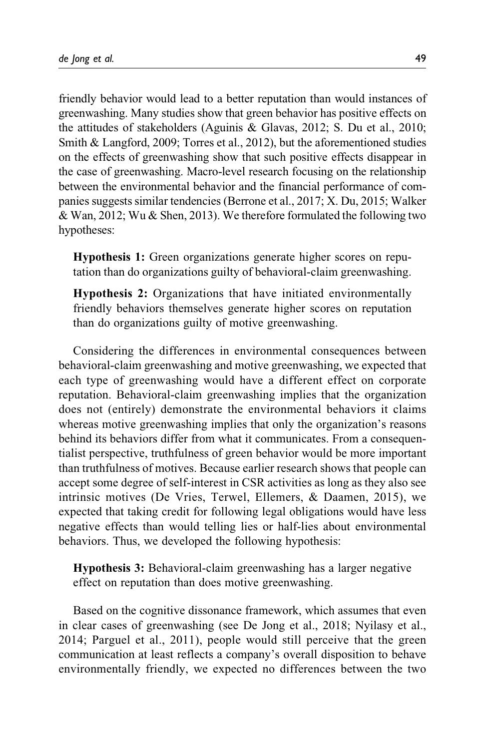friendly behavior would lead to a better reputation than would instances of greenwashing. Many studies show that green behavior has positive effects on the attitudes of stakeholders (Aguinis & Glavas, 2012; S. Du et al., 2010; Smith & Langford, 2009; Torres et al., 2012), but the aforementioned studies on the effects of greenwashing show that such positive effects disappear in the case of greenwashing. Macro-level research focusing on the relationship between the environmental behavior and the financial performance of companies suggests similar tendencies (Berrone et al., 2017; X. Du, 2015; Walker & Wan, 2012; Wu & Shen, 2013). We therefore formulated the following two hypotheses:

> **Hypothesis 1:** Green organizations generate higher scores on reputation than do organizations guilty of behavioral-claim greenwashing.

> **Hypothesis 2:** Organizations that have initiated environmentally friendly behaviors themselves generate higher scores on reputation than do organizations guilty of motive greenwashing.

Considering the differences in environmental consequences between behavioral-claim greenwashing and motive greenwashing, we expected that each type of greenwashing would have a different effect on corporate reputation. Behavioral-claim greenwashing implies that the organization does not (entirely) demonstrate the environmental behaviors it claims whereas motive greenwashing implies that only the organization's reasons behind its behaviors differ from what it communicates. From a consequentialist perspective, truthfulness of green behavior would be more important than truthfulness of motives. Because earlier research shows that people can accept some degree of self-interest in CSR activities as long as they also see intrinsic motives (De Vries, Terwel, Ellemers, & Daamen, 2015), we expected that taking credit for following legal obligations would have less negative effects than would telling lies or half-lies about environmental behaviors. Thus, we developed the following hypothesis:

> **Hypothesis 3:** Behavioral-claim greenwashing has a larger negative effect on reputation than does motive greenwashing.

Based on the cognitive dissonance framework, which assumes that even in clear cases of greenwashing (see De Jong et al., 2018; Nyilasy et al., 2014; Parguel et al., 2011), people would still perceive that the green communication at least reflects a company's overall disposition to behave environmentally friendly, we expected no differences between the two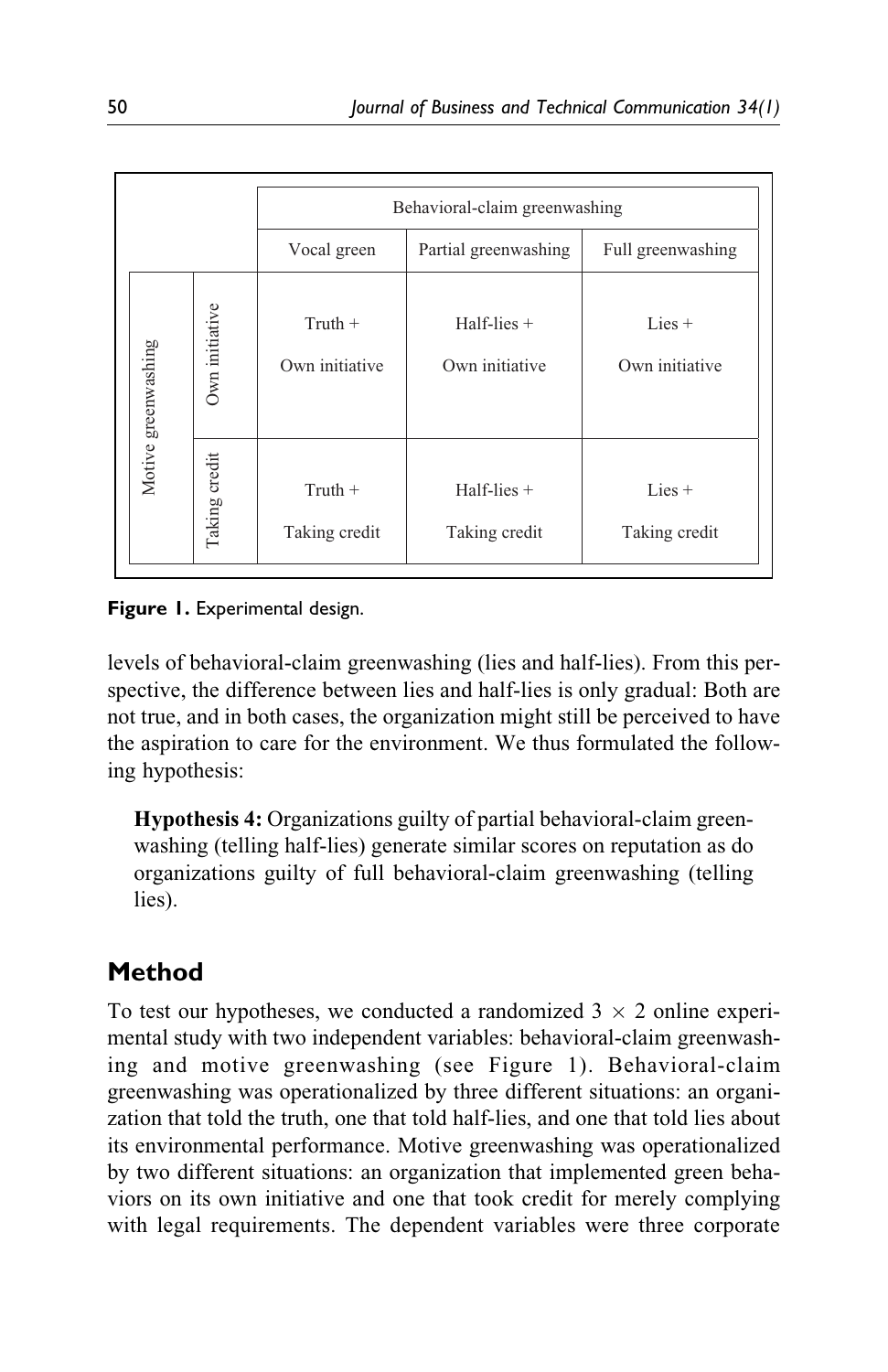|  |  | Behavioral-claim greenwashing |  |  |
|---|---|---|---|---|
|  |  | Vocal green | Partial greenwashing | Full greenwashing |
| Motive greenwashing | Own initiative | Truth + Own initiative | Half-lies + Own initiative | Lies + Own initiative |
|  | Taking credit | Truth + Taking credit | Half-lies + Taking credit | Lies + Taking credit |

**Figure 1.** Experimental design.

levels of behavioral-claim greenwashing (lies and half-lies). From this perspective, the difference between lies and half-lies is only gradual: Both are not true, and in both cases, the organization might still be perceived to have the aspiration to care for the environment. We thus formulated the following hypothesis:

> **Hypothesis 4:** Organizations guilty of partial behavioral-claim greenwashing (telling half-lies) generate similar scores on reputation as do organizations guilty of full behavioral-claim greenwashing (telling lies).

## Method

To test our hypotheses, we conducted a randomized $3 \times 2$ online experimental study with two independent variables: behavioral-claim greenwashing and motive greenwashing (see Figure 1). Behavioral-claim greenwashing was operationalized by three different situations: an organization that told the truth, one that told half-lies, and one that told lies about its environmental performance. Motive greenwashing was operationalized by two different situations: an organization that implemented green behaviors on its own initiative and one that took credit for merely complying with legal requirements. The dependent variables were three corporate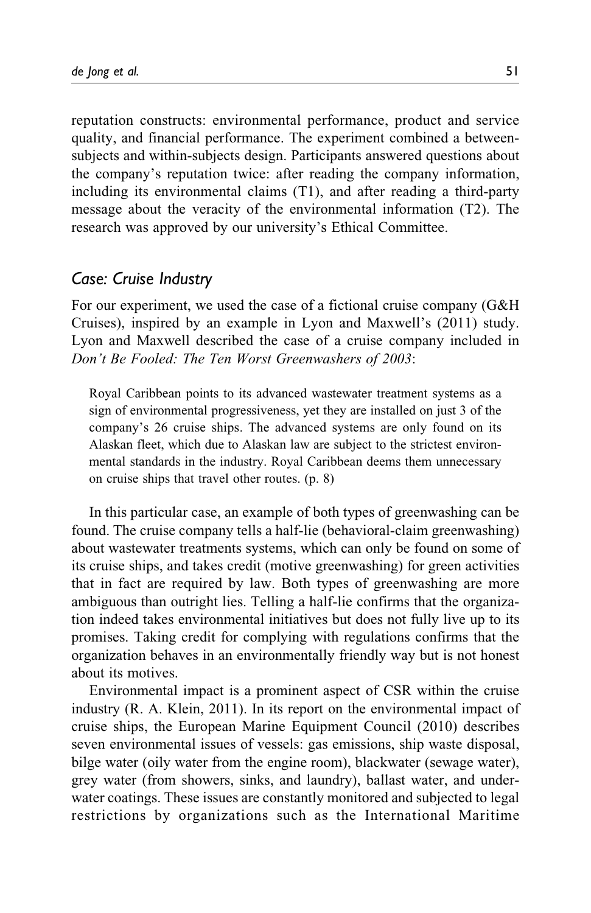reputation constructs: environmental performance, product and service quality, and financial performance. The experiment combined a between-subjects and within-subjects design. Participants answered questions about the company's reputation twice: after reading the company information, including its environmental claims (T1), and after reading a third-party message about the veracity of the environmental information (T2). The research was approved by our university's Ethical Committee.

## *Case: Cruise Industry*

For our experiment, we used the case of a fictional cruise company (G&H Cruises), inspired by an example in Lyon and Maxwell's (2011) study. Lyon and Maxwell described the case of a cruise company included in *Don't Be Fooled: The Ten Worst Greenwashers of 2003*:

> Royal Caribbean points to its advanced wastewater treatment systems as a sign of environmental progressiveness, yet they are installed on just 3 of the company's 26 cruise ships. The advanced systems are only found on its Alaskan fleet, which due to Alaskan law are subject to the strictest environmental standards in the industry. Royal Caribbean deems them unnecessary on cruise ships that travel other routes. (p. 8)

In this particular case, an example of both types of greenwashing can be found. The cruise company tells a half-lie (behavioral-claim greenwashing) about wastewater treatments systems, which can only be found on some of its cruise ships, and takes credit (motive greenwashing) for green activities that in fact are required by law. Both types of greenwashing are more ambiguous than outright lies. Telling a half-lie confirms that the organization indeed takes environmental initiatives but does not fully live up to its promises. Taking credit for complying with regulations confirms that the organization behaves in an environmentally friendly way but is not honest about its motives.

Environmental impact is a prominent aspect of CSR within the cruise industry (R. A. Klein, 2011). In its report on the environmental impact of cruise ships, the European Marine Equipment Council (2010) describes seven environmental issues of vessels: gas emissions, ship waste disposal, bilge water (oily water from the engine room), blackwater (sewage water), grey water (from showers, sinks, and laundry), ballast water, and underwater coatings. These issues are constantly monitored and subjected to legal restrictions by organizations such as the International Maritime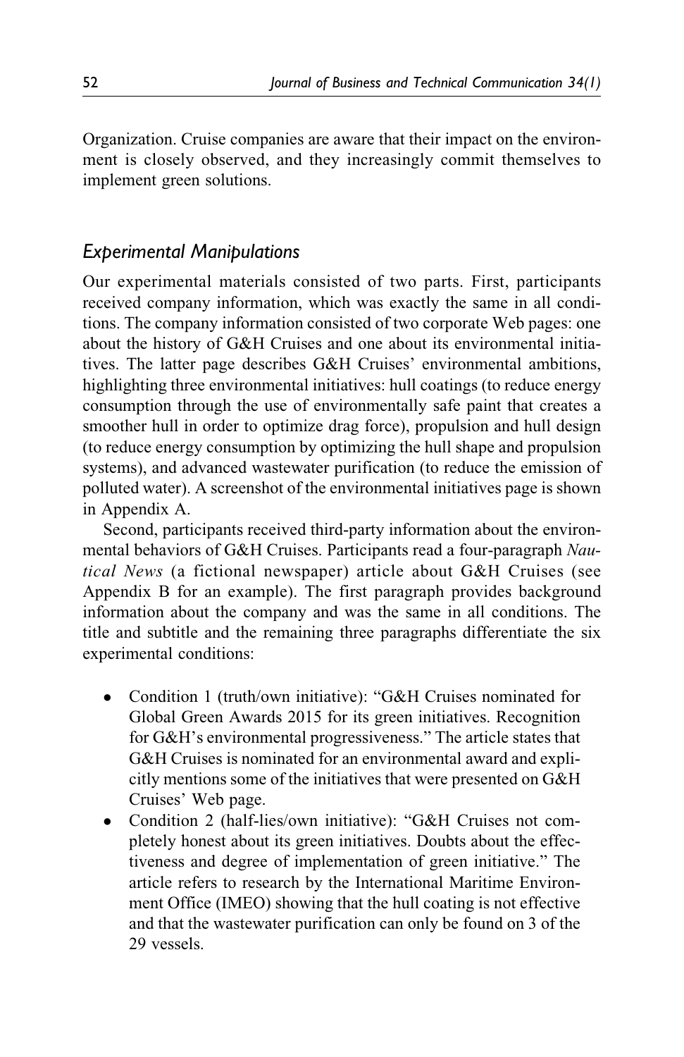Organization. Cruise companies are aware that their impact on the environment is closely observed, and they increasingly commit themselves to implement green solutions.

### *Experimental Manipulations*

Our experimental materials consisted of two parts. First, participants received company information, which was exactly the same in all conditions. The company information consisted of two corporate Web pages: one about the history of G&H Cruises and one about its environmental initiatives. The latter page describes G&H Cruises' environmental ambitions, highlighting three environmental initiatives: hull coatings (to reduce energy consumption through the use of environmentally safe paint that creates a smoother hull in order to optimize drag force), propulsion and hull design (to reduce energy consumption by optimizing the hull shape and propulsion systems), and advanced wastewater purification (to reduce the emission of polluted water). A screenshot of the environmental initiatives page is shown in Appendix A.

Second, participants received third-party information about the environmental behaviors of G&H Cruises. Participants read a four-paragraph *Nautical News* (a fictional newspaper) article about G&H Cruises (see Appendix B for an example). The first paragraph provides background information about the company and was the same in all conditions. The title and subtitle and the remaining three paragraphs differentiate the six experimental conditions:

- Condition 1 (truth/own initiative): "G&H Cruises nominated for Global Green Awards 2015 for its green initiatives. Recognition for G&H's environmental progressiveness." The article states that G&H Cruises is nominated for an environmental award and explicitly mentions some of the initiatives that were presented on G&H Cruises' Web page.
- Condition 2 (half-lies/own initiative): "G&H Cruises not completely honest about its green initiatives. Doubts about the effectiveness and degree of implementation of green initiative." The article refers to research by the International Maritime Environment Office (IMEO) showing that the hull coating is not effective and that the wastewater purification can only be found on 3 of the 29 vessels.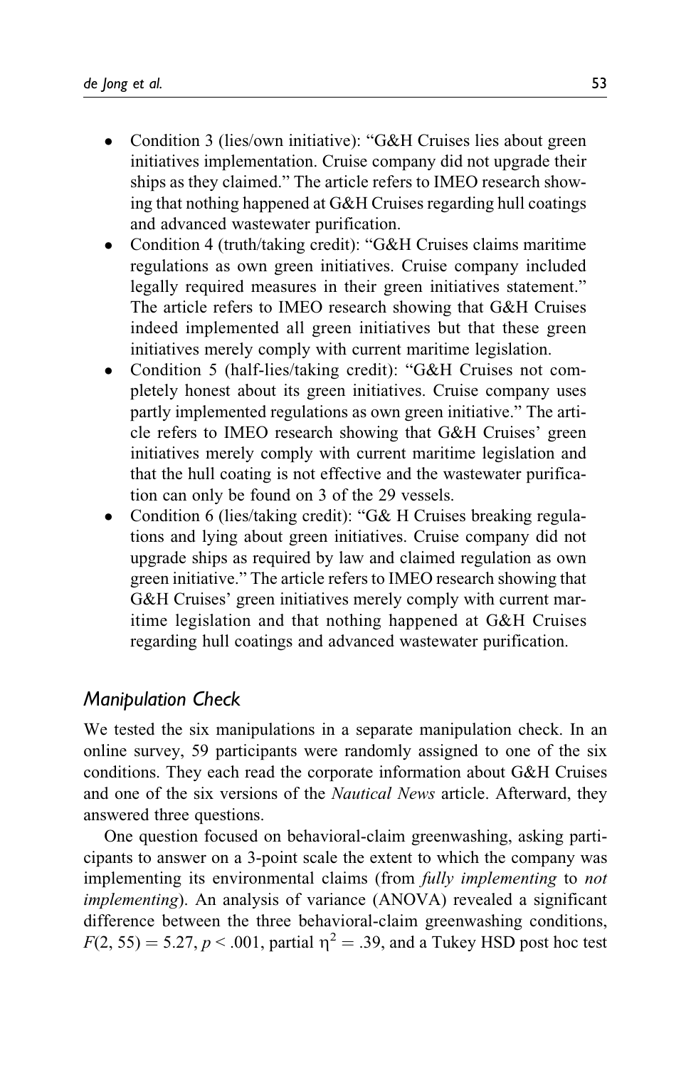- Condition 3 (lies/own initiative): "G&H Cruises lies about green initiatives implementation. Cruise company did not upgrade their ships as they claimed." The article refers to IMEO research showing that nothing happened at G&H Cruises regarding hull coatings and advanced wastewater purification.
- Condition 4 (truth/taking credit): "G&H Cruises claims maritime regulations as own green initiatives. Cruise company included legally required measures in their green initiatives statement." The article refers to IMEO research showing that G&H Cruises indeed implemented all green initiatives but that these green initiatives merely comply with current maritime legislation.
- Condition 5 (half-lies/taking credit): "G&H Cruises not completely honest about its green initiatives. Cruise company uses partly implemented regulations as own green initiative." The article refers to IMEO research showing that G&H Cruises' green initiatives merely comply with current maritime legislation and that the hull coating is not effective and the wastewater purification can only be found on 3 of the 29 vessels.
- Condition 6 (lies/taking credit): "G& H Cruises breaking regulations and lying about green initiatives. Cruise company did not upgrade ships as required by law and claimed regulation as own green initiative." The article refers to IMEO research showing that G&H Cruises' green initiatives merely comply with current maritime legislation and that nothing happened at G&H Cruises regarding hull coatings and advanced wastewater purification.

## Manipulation Check

We tested the six manipulations in a separate manipulation check. In an online survey, 59 participants were randomly assigned to one of the six conditions. They each read the corporate information about G&H Cruises and one of the six versions of the *Nautical News* article. Afterward, they answered three questions.

One question focused on behavioral-claim greenwashing, asking participants to answer on a 3-point scale the extent to which the company was implementing its environmental claims (from *fully implementing* to *not implementing*). An analysis of variance (ANOVA) revealed a significant difference between the three behavioral-claim greenwashing conditions, $F(2, 55) = 5.27$, $p < .001$, partial $\eta^2 = .39$, and a Tukey HSD post hoc test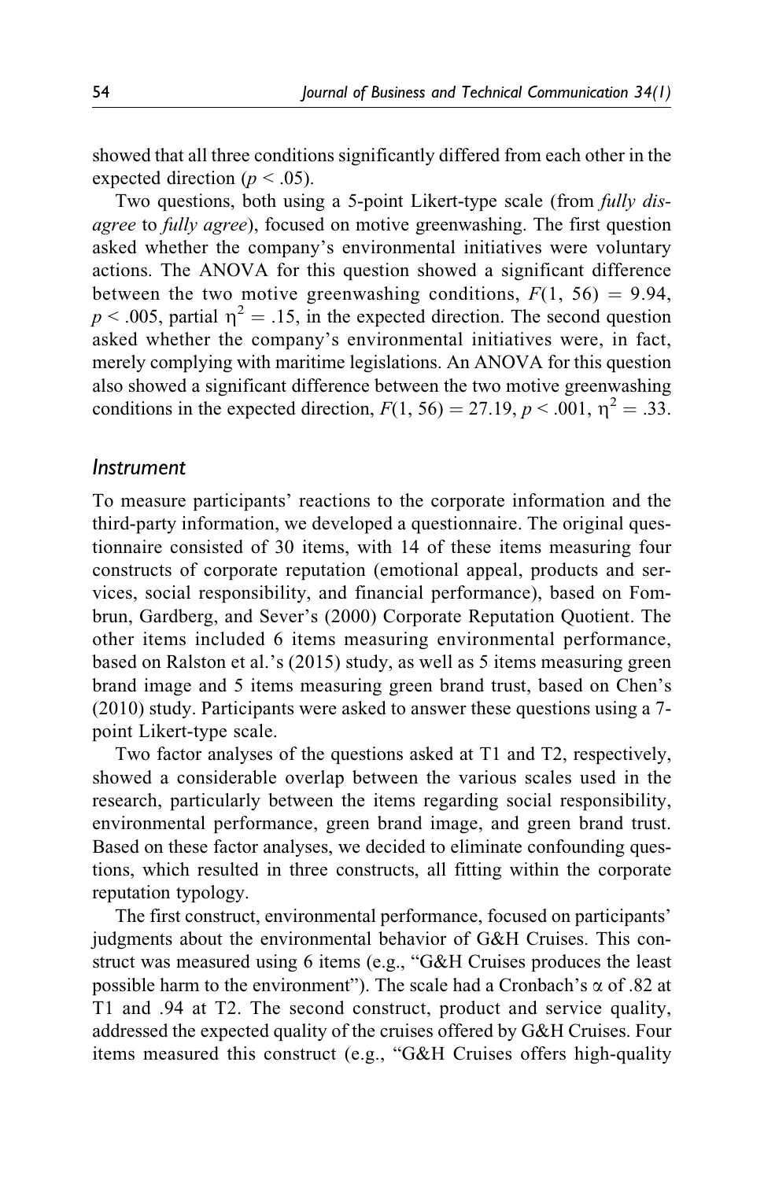showed that all three conditions significantly differed from each other in the expected direction ($p < .05$).

Two questions, both using a 5-point Likert-type scale (from *fully disagree* to *fully agree*), focused on motive greenwashing. The first question asked whether the company's environmental initiatives were voluntary actions. The ANOVA for this question showed a significant difference between the two motive greenwashing conditions, $F(1, 56) = 9.94$, $p < .005$, partial $\eta^2 = .15$, in the expected direction. The second question asked whether the company's environmental initiatives were, in fact, merely complying with maritime legislations. An ANOVA for this question also showed a significant difference between the two motive greenwashing conditions in the expected direction, $F(1, 56) = 27.19$, $p < .001$, $\eta^2 = .33$.

### *Instrument*

To measure participants' reactions to the corporate information and the third-party information, we developed a questionnaire. The original questionnaire consisted of 30 items, with 14 of these items measuring four constructs of corporate reputation (emotional appeal, products and services, social responsibility, and financial performance), based on Fombrun, Gardberg, and Sever's (2000) Corporate Reputation Quotient. The other items included 6 items measuring environmental performance, based on Ralston et al.'s (2015) study, as well as 5 items measuring green brand image and 5 items measuring green brand trust, based on Chen's (2010) study. Participants were asked to answer these questions using a 7-point Likert-type scale.

Two factor analyses of the questions asked at T1 and T2, respectively, showed a considerable overlap between the various scales used in the research, particularly between the items regarding social responsibility, environmental performance, green brand image, and green brand trust. Based on these factor analyses, we decided to eliminate confounding questions, which resulted in three constructs, all fitting within the corporate reputation typology.

The first construct, environmental performance, focused on participants' judgments about the environmental behavior of G&H Cruises. This construct was measured using 6 items (e.g., "G&H Cruises produces the least possible harm to the environment"). The scale had a Cronbach's $\alpha$ of .82 at T1 and .94 at T2. The second construct, product and service quality, addressed the expected quality of the cruises offered by G&H Cruises. Four items measured this construct (e.g., "G&H Cruises offers high-quality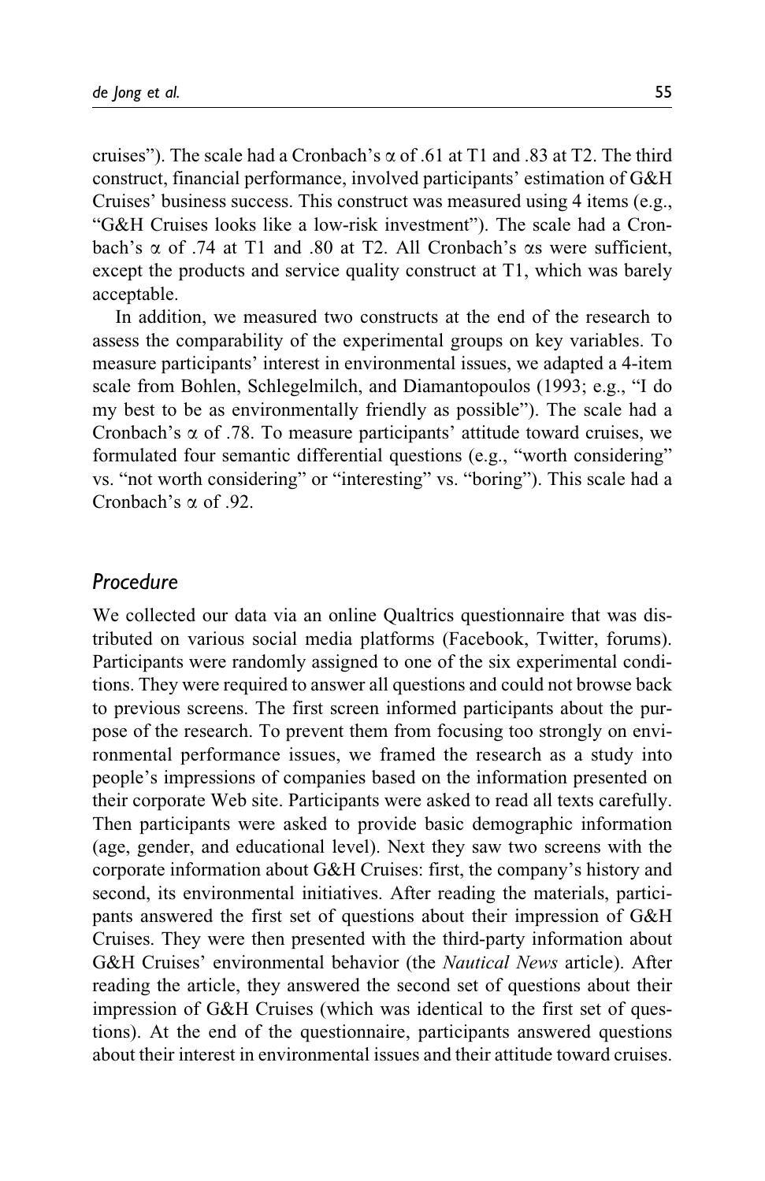cruises"). The scale had a Cronbach's $\alpha$ of .61 at T1 and .83 at T2. The third construct, financial performance, involved participants' estimation of G&H Cruises' business success. This construct was measured using 4 items (e.g., "G&H Cruises looks like a low-risk investment"). The scale had a Cronbach's $\alpha$ of .74 at T1 and .80 at T2. All Cronbach's $\alpha$s were sufficient, except the products and service quality construct at T1, which was barely acceptable.

In addition, we measured two constructs at the end of the research to assess the comparability of the experimental groups on key variables. To measure participants' interest in environmental issues, we adapted a 4-item scale from Bohlen, Schlegelmilch, and Diamantopoulos (1993; e.g., "I do my best to be as environmentally friendly as possible"). The scale had a Cronbach's $\alpha$ of .78. To measure participants' attitude toward cruises, we formulated four semantic differential questions (e.g., "worth considering" vs. "not worth considering" or "interesting" vs. "boring"). This scale had a Cronbach's $\alpha$ of .92.

## *Procedure*

We collected our data via an online Qualtrics questionnaire that was distributed on various social media platforms (Facebook, Twitter, forums). Participants were randomly assigned to one of the six experimental conditions. They were required to answer all questions and could not browse back to previous screens. The first screen informed participants about the purpose of the research. To prevent them from focusing too strongly on environmental performance issues, we framed the research as a study into people's impressions of companies based on the information presented on their corporate Web site. Participants were asked to read all texts carefully. Then participants were asked to provide basic demographic information (age, gender, and educational level). Next they saw two screens with the corporate information about G&H Cruises: first, the company's history and second, its environmental initiatives. After reading the materials, participants answered the first set of questions about their impression of G&H Cruises. They were then presented with the third-party information about G&H Cruises' environmental behavior (the *Nautical News* article). After reading the article, they answered the second set of questions about their impression of G&H Cruises (which was identical to the first set of questions). At the end of the questionnaire, participants answered questions about their interest in environmental issues and their attitude toward cruises.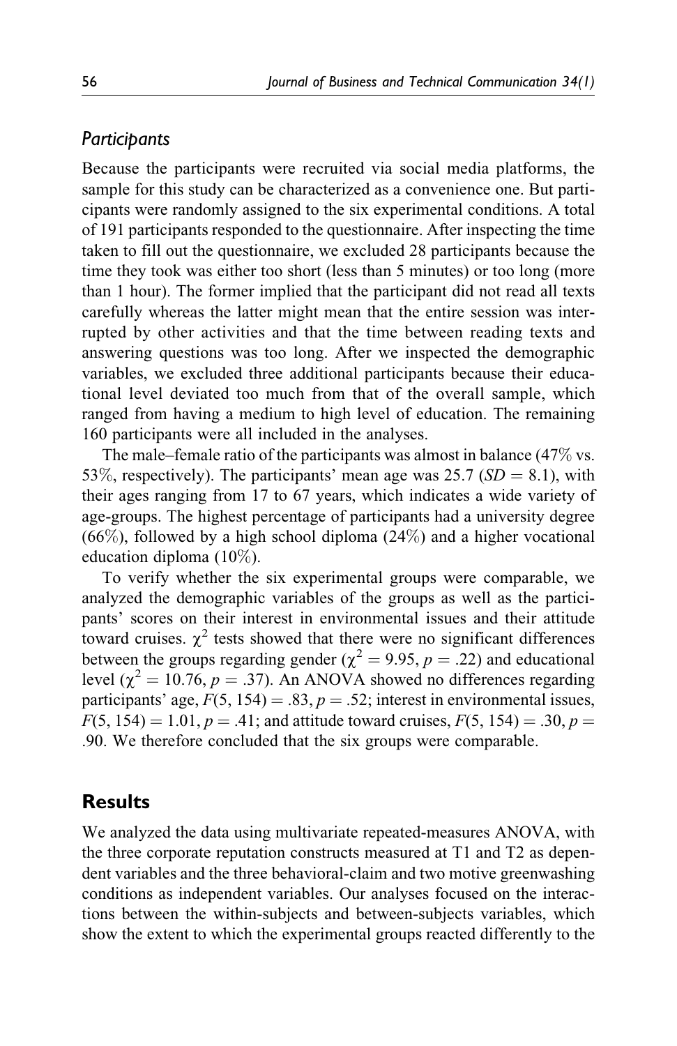### Participants

Because the participants were recruited via social media platforms, the sample for this study can be characterized as a convenience one. But participants were randomly assigned to the six experimental conditions. A total of 191 participants responded to the questionnaire. After inspecting the time taken to fill out the questionnaire, we excluded 28 participants because the time they took was either too short (less than 5 minutes) or too long (more than 1 hour). The former implied that the participant did not read all texts carefully whereas the latter might mean that the entire session was interrupted by other activities and that the time between reading texts and answering questions was too long. After we inspected the demographic variables, we excluded three additional participants because their educational level deviated too much from that of the overall sample, which ranged from having a medium to high level of education. The remaining 160 participants were all included in the analyses.

The male–female ratio of the participants was almost in balance (47% vs. 53%, respectively). The participants' mean age was 25.7 ($SD = 8.1$), with their ages ranging from 17 to 67 years, which indicates a wide variety of age-groups. The highest percentage of participants had a university degree (66%), followed by a high school diploma (24%) and a higher vocational education diploma (10%).

To verify whether the six experimental groups were comparable, we analyzed the demographic variables of the groups as well as the participants' scores on their interest in environmental issues and their attitude toward cruises. $\chi^2$ tests showed that there were no significant differences between the groups regarding gender ($\chi^2 = 9.95$, $p = .22$) and educational level ($\chi^2 = 10.76$, $p = .37$). An ANOVA showed no differences regarding participants' age, $F(5, 154) = .83$, $p = .52$; interest in environmental issues, $F(5, 154) = 1.01$, $p = .41$; and attitude toward cruises, $F(5, 154) = .30$, $p = .90$. We therefore concluded that the six groups were comparable.

## Results

We analyzed the data using multivariate repeated-measures ANOVA, with the three corporate reputation constructs measured at T1 and T2 as dependent variables and the three behavioral-claim and two motive greenwashing conditions as independent variables. Our analyses focused on the interactions between the within-subjects and between-subjects variables, which show the extent to which the experimental groups reacted differently to the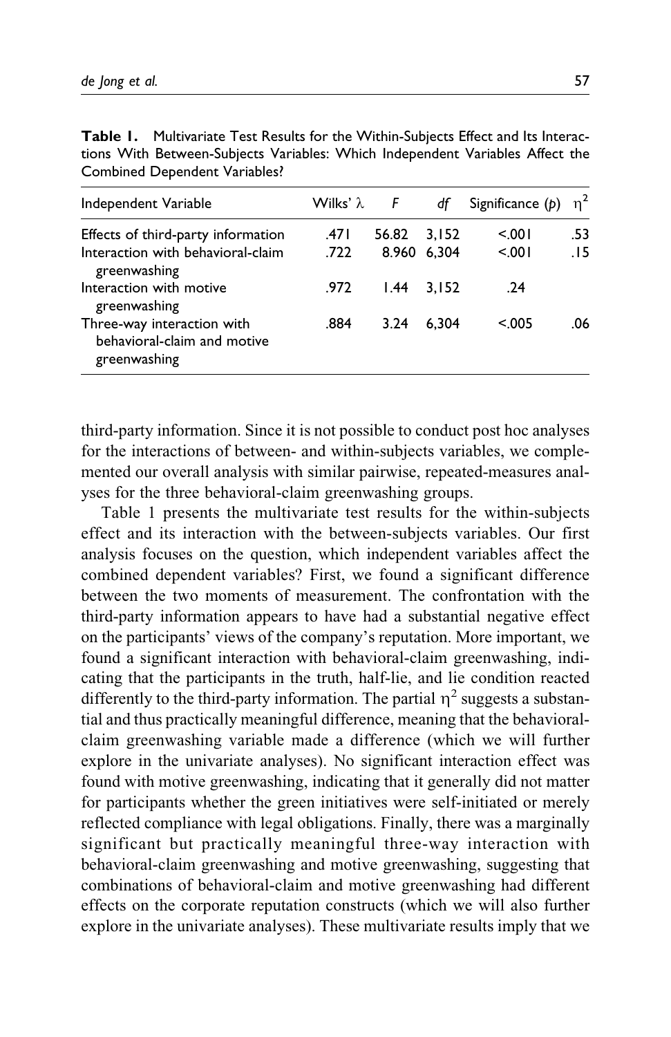**Table 1.** Multivariate Test Results for the Within-Subjects Effect and Its Interactions With Between-Subjects Variables: Which Independent Variables Affect the Combined Dependent Variables?

| Independent Variable | Wilks' $\lambda$ | $F$ | $df$ | Significance ($p$) | $\eta^2$ |
|---|---|---|---|---|---|
| Effects of third-party information | .471 | 56.82 | 3,152 | <.001 | .53 |
| Interaction with behavioral-claim greenwashing | .722 | 8.960 | 6,304 | <.001 | .15 |
| Interaction with motive greenwashing | .972 | 1.44 | 3,152 | .24 | |
| Three-way interaction with behavioral-claim and motive greenwashing | .884 | 3.24 | 6,304 | <.005 | .06 |

third-party information. Since it is not possible to conduct post hoc analyses for the interactions of between- and within-subjects variables, we complemented our overall analysis with similar pairwise, repeated-measures analyses for the three behavioral-claim greenwashing groups.

Table 1 presents the multivariate test results for the within-subjects effect and its interaction with the between-subjects variables. Our first analysis focuses on the question, which independent variables affect the combined dependent variables? First, we found a significant difference between the two moments of measurement. The confrontation with the third-party information appears to have had a substantial negative effect on the participants' views of the company's reputation. More important, we found a significant interaction with behavioral-claim greenwashing, indicating that the participants in the truth, half-lie, and lie condition reacted differently to the third-party information. The partial $\eta^2$ suggests a substantial and thus practically meaningful difference, meaning that the behavioral-claim greenwashing variable made a difference (which we will further explore in the univariate analyses). No significant interaction effect was found with motive greenwashing, indicating that it generally did not matter for participants whether the green initiatives were self-initiated or merely reflected compliance with legal obligations. Finally, there was a marginally significant but practically meaningful three-way interaction with behavioral-claim greenwashing and motive greenwashing, suggesting that combinations of behavioral-claim and motive greenwashing had different effects on the corporate reputation constructs (which we will also further explore in the univariate analyses). These multivariate results imply that we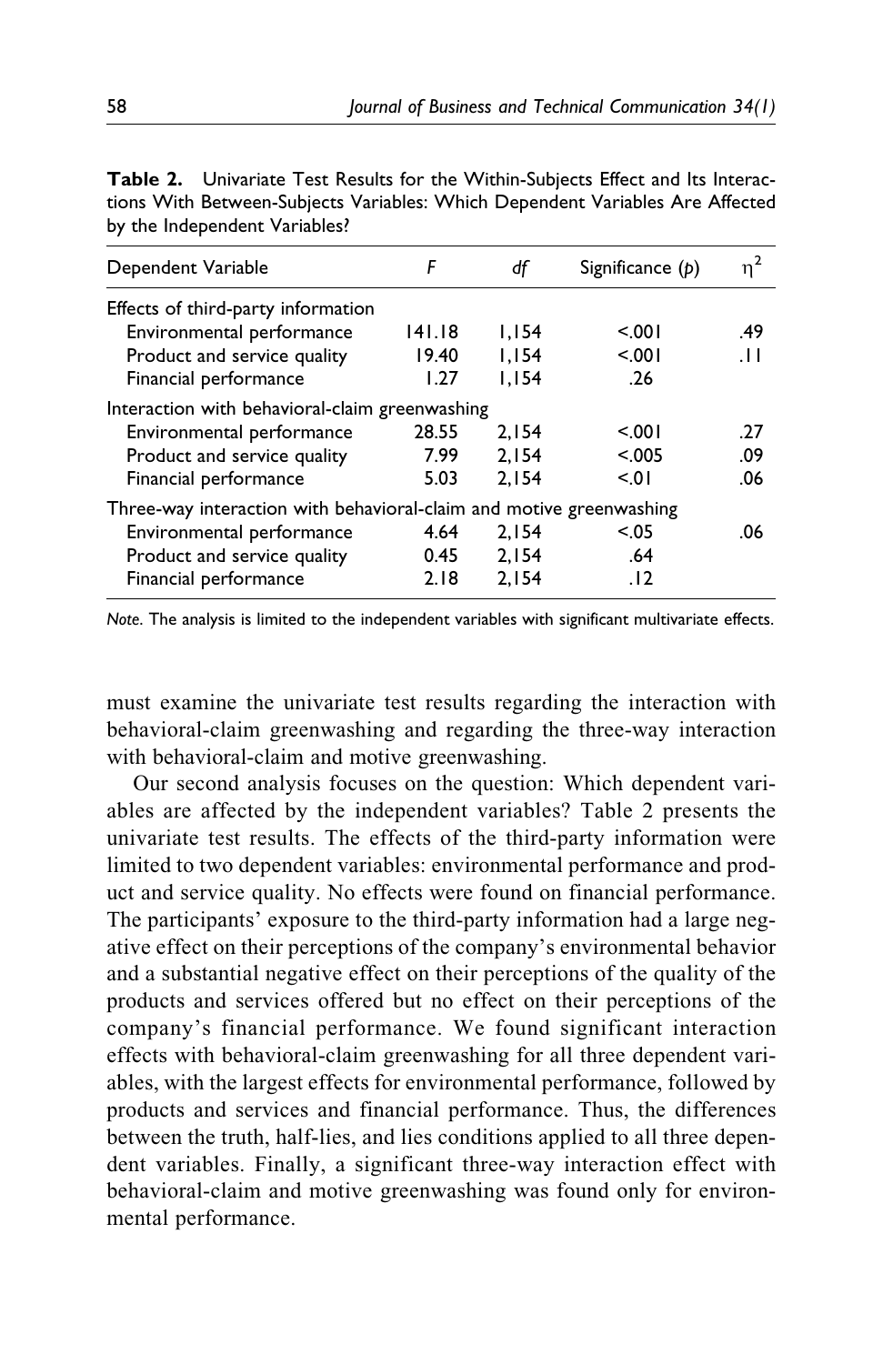**Table 2.** Univariate Test Results for the Within-Subjects Effect and Its Interactions With Between-Subjects Variables: Which Dependent Variables Are Affected by the Independent Variables?

| Dependent Variable | $F$ | $df$ | Significance ($p$) | $\eta^2$ |
|---|---|---|---|---|
| Effects of third-party information | | | | |
| Environmental performance | 141.18 | 1,154 | <.001 | .49 |
| Product and service quality | 19.40 | 1,154 | <.001 | .11 |
| Financial performance | 1.27 | 1,154 | .26 | |
| Interaction with behavioral-claim greenwashing | | | | |
| Environmental performance | 28.55 | 2,154 | <.001 | .27 |
| Product and service quality | 7.99 | 2,154 | <.005 | .09 |
| Financial performance | 5.03 | 2,154 | <.01 | .06 |
| Three-way interaction with behavioral-claim and motive greenwashing | | | | |
| Environmental performance | 4.64 | 2,154 | <.05 | .06 |
| Product and service quality | 0.45 | 2,154 | .64 | |
| Financial performance | 2.18 | 2,154 | .12 | |

*Note*. The analysis is limited to the independent variables with significant multivariate effects.

must examine the univariate test results regarding the interaction with behavioral-claim greenwashing and regarding the three-way interaction with behavioral-claim and motive greenwashing.

Our second analysis focuses on the question: Which dependent variables are affected by the independent variables? Table 2 presents the univariate test results. The effects of the third-party information were limited to two dependent variables: environmental performance and product and service quality. No effects were found on financial performance. The participants' exposure to the third-party information had a large negative effect on their perceptions of the company's environmental behavior and a substantial negative effect on their perceptions of the quality of the products and services offered but no effect on their perceptions of the company's financial performance. We found significant interaction effects with behavioral-claim greenwashing for all three dependent variables, with the largest effects for environmental performance, followed by products and services and financial performance. Thus, the differences between the truth, half-lies, and lies conditions applied to all three dependent variables. Finally, a significant three-way interaction effect with behavioral-claim and motive greenwashing was found only for environmental performance.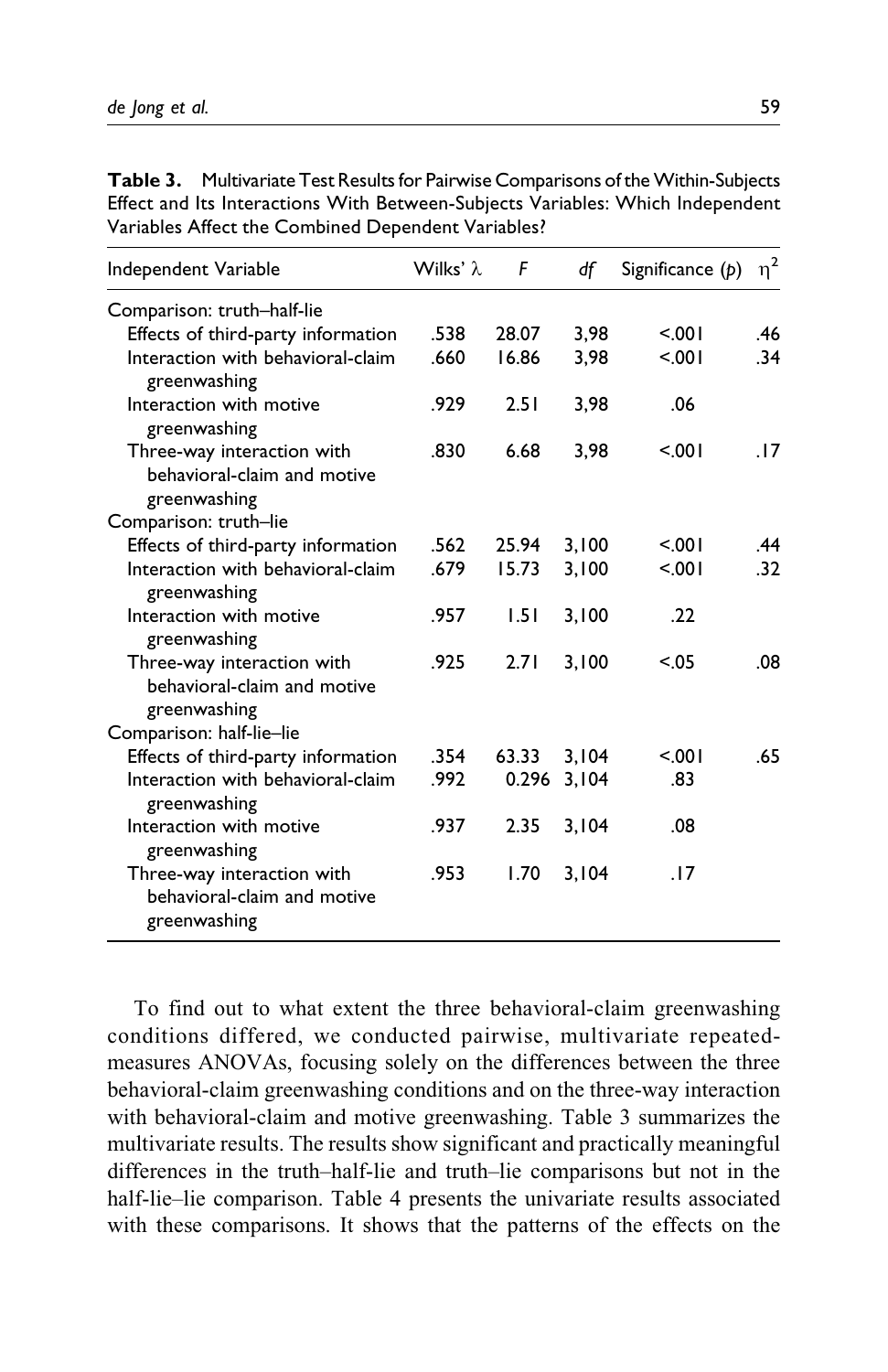**Table 3.** Multivariate Test Results for Pairwise Comparisons of the Within-Subjects Effect and Its Interactions With Between-Subjects Variables: Which Independent Variables Affect the Combined Dependent Variables?

| Independent Variable | Wilks' λ | *F* | *df* | Significance (*p*) | $\eta^2$ |
|---|---|---|---|---|---|
| Comparison: truth–half-lie | | | | | |
| Effects of third-party information | .538 | 28.07 | 3,98 | <.001 | .46 |
| Interaction with behavioral-claim greenwashing | .660 | 16.86 | 3,98 | <.001 | .34 |
| Interaction with motive greenwashing | .929 | 2.51 | 3,98 | .06 | |
| Three-way interaction with behavioral-claim and motive greenwashing | .830 | 6.68 | 3,98 | <.001 | .17 |
| Comparison: truth–lie | | | | | |
| Effects of third-party information | .562 | 25.94 | 3,100 | <.001 | .44 |
| Interaction with behavioral-claim greenwashing | .679 | 15.73 | 3,100 | <.001 | .32 |
| Interaction with motive greenwashing | .957 | 1.51 | 3,100 | .22 | |
| Three-way interaction with behavioral-claim and motive greenwashing | .925 | 2.71 | 3,100 | <.05 | .08 |
| Comparison: half-lie–lie | | | | | |
| Effects of third-party information | .354 | 63.33 | 3,104 | <.001 | .65 |
| Interaction with behavioral-claim greenwashing | .992 | 0.296 | 3,104 | .83 | |
| Interaction with motive greenwashing | .937 | 2.35 | 3,104 | .08 | |
| Three-way interaction with behavioral-claim and motive greenwashing | .953 | 1.70 | 3,104 | .17 | |

To find out to what extent the three behavioral-claim greenwashing conditions differed, we conducted pairwise, multivariate repeated-measures ANOVAs, focusing solely on the differences between the three behavioral-claim greenwashing conditions and on the three-way interaction with behavioral-claim and motive greenwashing. Table 3 summarizes the multivariate results. The results show significant and practically meaningful differences in the truth–half-lie and truth–lie comparisons but not in the half-lie–lie comparison. Table 4 presents the univariate results associated with these comparisons. It shows that the patterns of the effects on the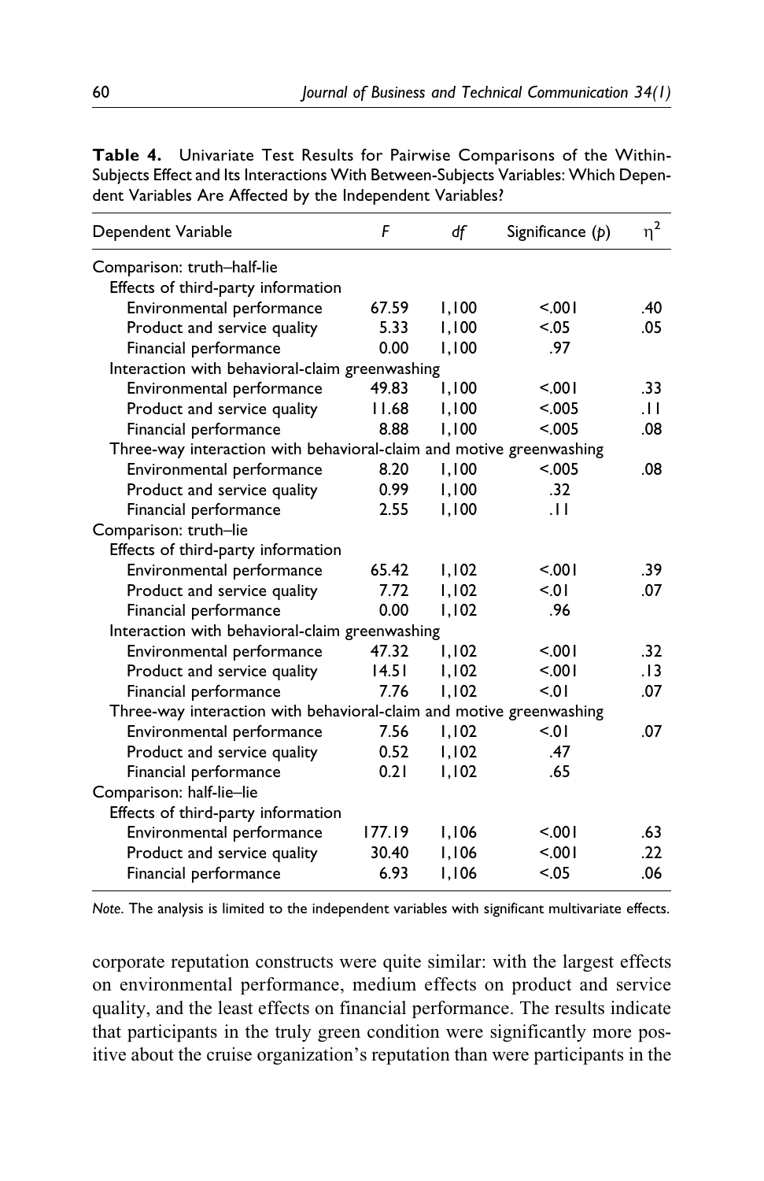**Table 4.** Univariate Test Results for Pairwise Comparisons of the Within-Subjects Effect and Its Interactions With Between-Subjects Variables: Which Dependent Variables Are Affected by the Independent Variables?

| Dependent Variable | *F* | *df* | Significance (*p*) | $\eta^2$ |
|---|---|---|---|---|
| Comparison: truth–half-lie | | | | |
| Effects of third-party information | | | | |
| Environmental performance | 67.59 | 1,100 | <.001 | .40 |
| Product and service quality | 5.33 | 1,100 | <.05 | .05 |
| Financial performance | 0.00 | 1,100 | .97 | |
| Interaction with behavioral-claim greenwashing | | | | |
| Environmental performance | 49.83 | 1,100 | <.001 | .33 |
| Product and service quality | 11.68 | 1,100 | <.005 | .11 |
| Financial performance | 8.88 | 1,100 | <.005 | .08 |
| Three-way interaction with behavioral-claim and motive greenwashing | | | | |
| Environmental performance | 8.20 | 1,100 | <.005 | .08 |
| Product and service quality | 0.99 | 1,100 | .32 | |
| Financial performance | 2.55 | 1,100 | .11 | |
| Comparison: truth–lie | | | | |
| Effects of third-party information | | | | |
| Environmental performance | 65.42 | 1,102 | <.001 | .39 |
| Product and service quality | 7.72 | 1,102 | <.01 | .07 |
| Financial performance | 0.00 | 1,102 | .96 | |
| Interaction with behavioral-claim greenwashing | | | | |
| Environmental performance | 47.32 | 1,102 | <.001 | .32 |
| Product and service quality | 14.51 | 1,102 | <.001 | .13 |
| Financial performance | 7.76 | 1,102 | <.01 | .07 |
| Three-way interaction with behavioral-claim and motive greenwashing | | | | |
| Environmental performance | 7.56 | 1,102 | <.01 | .07 |
| Product and service quality | 0.52 | 1,102 | .47 | |
| Financial performance | 0.21 | 1,102 | .65 | |
| Comparison: half-lie–lie | | | | |
| Effects of third-party information | | | | |
| Environmental performance | 177.19 | 1,106 | <.001 | .63 |
| Product and service quality | 30.40 | 1,106 | <.001 | .22 |
| Financial performance | 6.93 | 1,106 | <.05 | .06 |

*Note*. The analysis is limited to the independent variables with significant multivariate effects.

corporate reputation constructs were quite similar: with the largest effects on environmental performance, medium effects on product and service quality, and the least effects on financial performance. The results indicate that participants in the truly green condition were significantly more positive about the cruise organization's reputation than were participants in the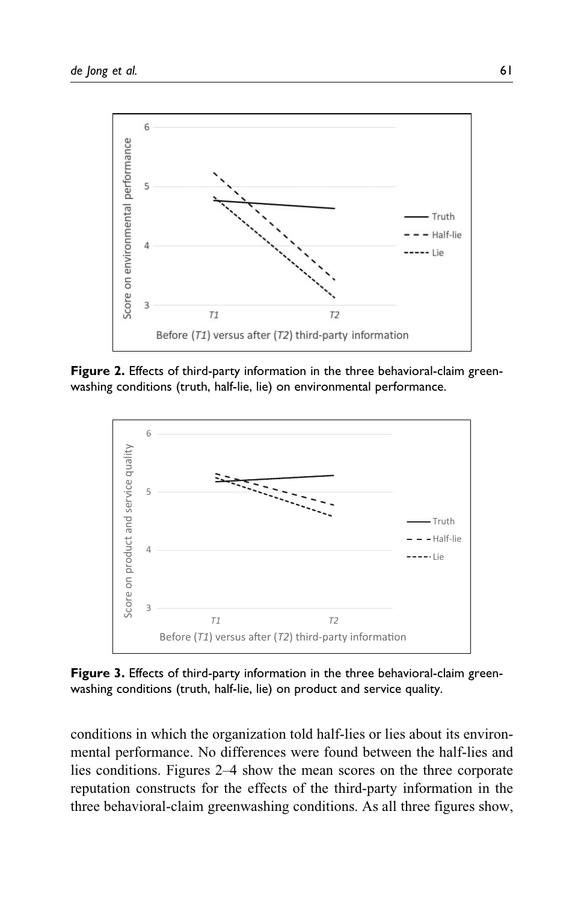**Figure 2.** Effects of third-party information in the three behavioral-claim greenwashing conditions (truth, half-lie, lie) on environmental performance.

**Figure 3.** Effects of third-party information in the three behavioral-claim greenwashing conditions (truth, half-lie, lie) on product and service quality.

conditions in which the organization told half-lies or lies about its environmental performance. No differences were found between the half-lies and lies conditions. Figures 2–4 show the mean scores on the three corporate reputation constructs for the effects of the third-party information in the three behavioral-claim greenwashing conditions. As all three figures show,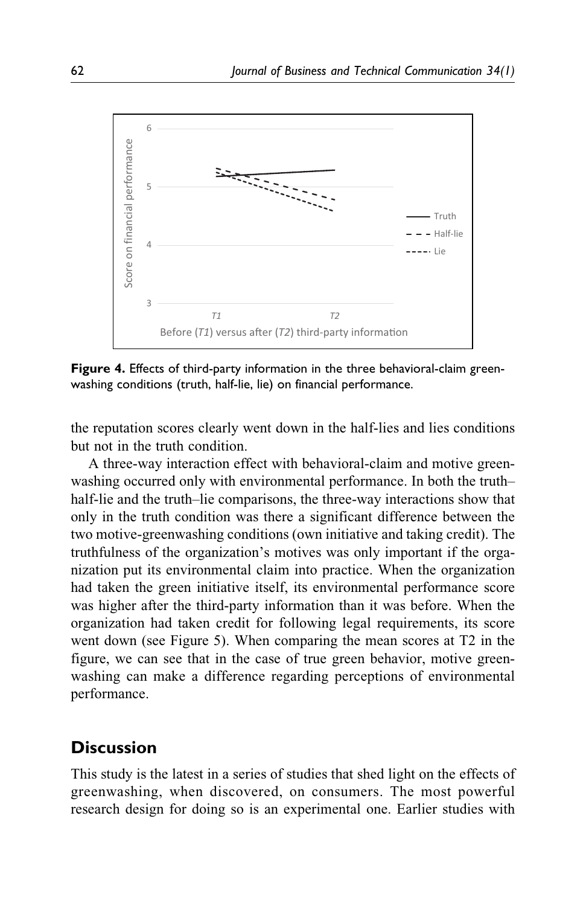**Figure 4.** Effects of third-party information in the three behavioral-claim greenwashing conditions (truth, half-lie, lie) on financial performance.

the reputation scores clearly went down in the half-lies and lies conditions but not in the truth condition.

A three-way interaction effect with behavioral-claim and motive greenwashing occurred only with environmental performance. In both the truth–half-lie and the truth–lie comparisons, the three-way interactions show that only in the truth condition was there a significant difference between the two motive-greenwashing conditions (own initiative and taking credit). The truthfulness of the organization's motives was only important if the organization put its environmental claim into practice. When the organization had taken the green initiative itself, its environmental performance score was higher after the third-party information than it was before. When the organization had taken credit for following legal requirements, its score went down (see Figure 5). When comparing the mean scores at T2 in the figure, we can see that in the case of true green behavior, motive greenwashing can make a difference regarding perceptions of environmental performance.

## Discussion

This study is the latest in a series of studies that shed light on the effects of greenwashing, when discovered, on consumers. The most powerful research design for doing so is an experimental one. Earlier studies with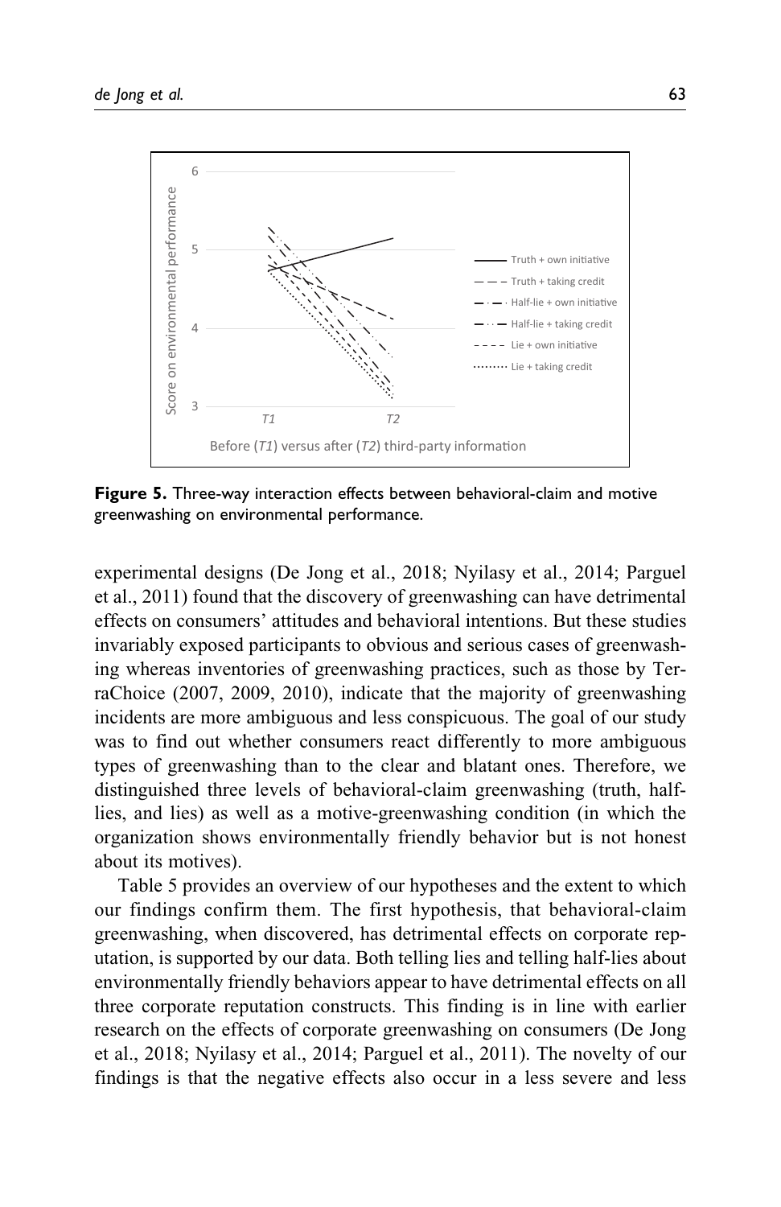**Figure 5.** Three-way interaction effects between behavioral-claim and motive greenwashing on environmental performance.

experimental designs (De Jong et al., 2018; Nyilasy et al., 2014; Parguel et al., 2011) found that the discovery of greenwashing can have detrimental effects on consumers' attitudes and behavioral intentions. But these studies invariably exposed participants to obvious and serious cases of greenwashing whereas inventories of greenwashing practices, such as those by TerraChoice (2007, 2009, 2010), indicate that the majority of greenwashing incidents are more ambiguous and less conspicuous. The goal of our study was to find out whether consumers react differently to more ambiguous types of greenwashing than to the clear and blatant ones. Therefore, we distinguished three levels of behavioral-claim greenwashing (truth, half-lies, and lies) as well as a motive-greenwashing condition (in which the organization shows environmentally friendly behavior but is not honest about its motives).

Table 5 provides an overview of our hypotheses and the extent to which our findings confirm them. The first hypothesis, that behavioral-claim greenwashing, when discovered, has detrimental effects on corporate reputation, is supported by our data. Both telling lies and telling half-lies about environmentally friendly behaviors appear to have detrimental effects on all three corporate reputation constructs. This finding is in line with earlier research on the effects of corporate greenwashing on consumers (De Jong et al., 2018; Nyilasy et al., 2014; Parguel et al., 2011). The novelty of our findings is that the negative effects also occur in a less severe and less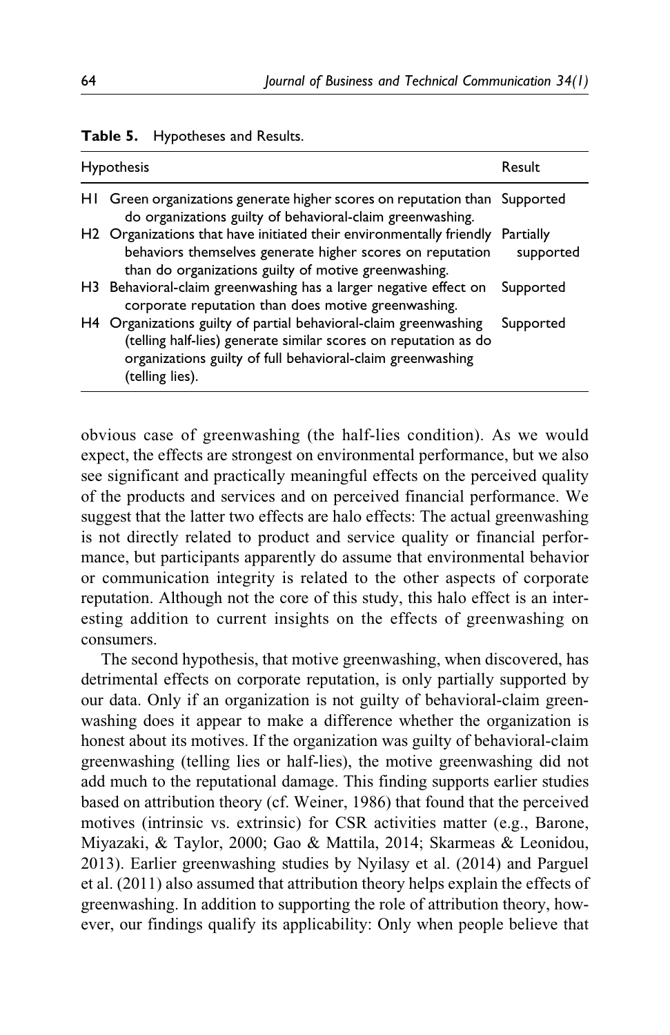**Table 5.** Hypotheses and Results.

| | Hypothesis | Result |
|---|---|---|
| H1 | Green organizations generate higher scores on reputation than do organizations guilty of behavioral-claim greenwashing. | Supported |
| H2 | Organizations that have initiated their environmentally friendly behaviors themselves generate higher scores on reputation than do organizations guilty of motive greenwashing. | Partially supported |
| H3 | Behavioral-claim greenwashing has a larger negative effect on corporate reputation than does motive greenwashing. | Supported |
| H4 | Organizations guilty of partial behavioral-claim greenwashing (telling half-lies) generate similar scores on reputation as do organizations guilty of full behavioral-claim greenwashing (telling lies). | Supported |

obvious case of greenwashing (the half-lies condition). As we would expect, the effects are strongest on environmental performance, but we also see significant and practically meaningful effects on the perceived quality of the products and services and on perceived financial performance. We suggest that the latter two effects are halo effects: The actual greenwashing is not directly related to product and service quality or financial performance, but participants apparently do assume that environmental behavior or communication integrity is related to the other aspects of corporate reputation. Although not the core of this study, this halo effect is an interesting addition to current insights on the effects of greenwashing on consumers.

The second hypothesis, that motive greenwashing, when discovered, has detrimental effects on corporate reputation, is only partially supported by our data. Only if an organization is not guilty of behavioral-claim greenwashing does it appear to make a difference whether the organization is honest about its motives. If the organization was guilty of behavioral-claim greenwashing (telling lies or half-lies), the motive greenwashing did not add much to the reputational damage. This finding supports earlier studies based on attribution theory (cf. Weiner, 1986) that found that the perceived motives (intrinsic vs. extrinsic) for CSR activities matter (e.g., Barone, Miyazaki, & Taylor, 2000; Gao & Mattila, 2014; Skarmeas & Leonidou, 2013). Earlier greenwashing studies by Nyilasy et al. (2014) and Parguel et al. (2011) also assumed that attribution theory helps explain the effects of greenwashing. In addition to supporting the role of attribution theory, however, our findings qualify its applicability: Only when people believe that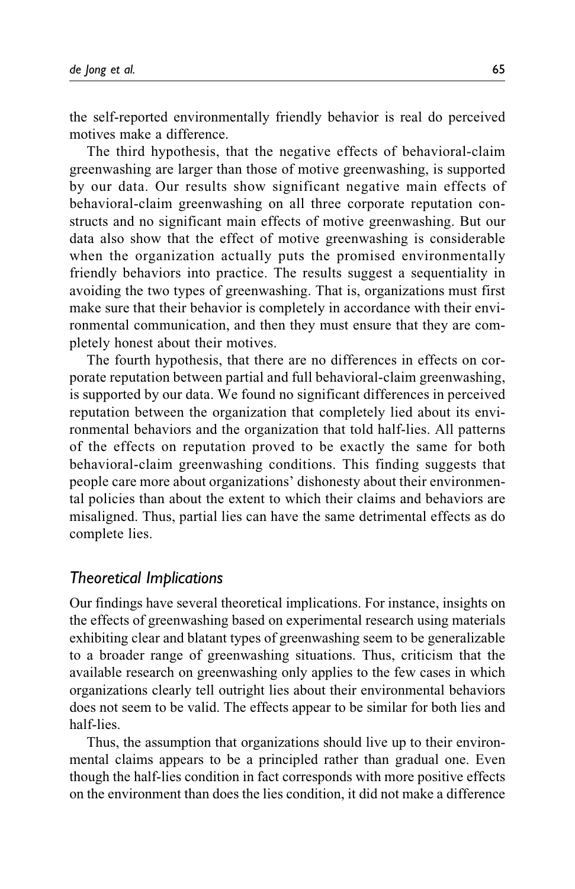the self-reported environmentally friendly behavior is real do perceived motives make a difference.

The third hypothesis, that the negative effects of behavioral-claim greenwashing are larger than those of motive greenwashing, is supported by our data. Our results show significant negative main effects of behavioral-claim greenwashing on all three corporate reputation constructs and no significant main effects of motive greenwashing. But our data also show that the effect of motive greenwashing is considerable when the organization actually puts the promised environmentally friendly behaviors into practice. The results suggest a sequentiality in avoiding the two types of greenwashing. That is, organizations must first make sure that their behavior is completely in accordance with their environmental communication, and then they must ensure that they are completely honest about their motives.

The fourth hypothesis, that there are no differences in effects on corporate reputation between partial and full behavioral-claim greenwashing, is supported by our data. We found no significant differences in perceived reputation between the organization that completely lied about its environmental behaviors and the organization that told half-lies. All patterns of the effects on reputation proved to be exactly the same for both behavioral-claim greenwashing conditions. This finding suggests that people care more about organizations' dishonesty about their environmental policies than about the extent to which their claims and behaviors are misaligned. Thus, partial lies can have the same detrimental effects as do complete lies.

## *Theoretical Implications*

Our findings have several theoretical implications. For instance, insights on the effects of greenwashing based on experimental research using materials exhibiting clear and blatant types of greenwashing seem to be generalizable to a broader range of greenwashing situations. Thus, criticism that the available research on greenwashing only applies to the few cases in which organizations clearly tell outright lies about their environmental behaviors does not seem to be valid. The effects appear to be similar for both lies and half-lies.

Thus, the assumption that organizations should live up to their environmental claims appears to be a principled rather than gradual one. Even though the half-lies condition in fact corresponds with more positive effects on the environment than does the lies condition, it did not make a difference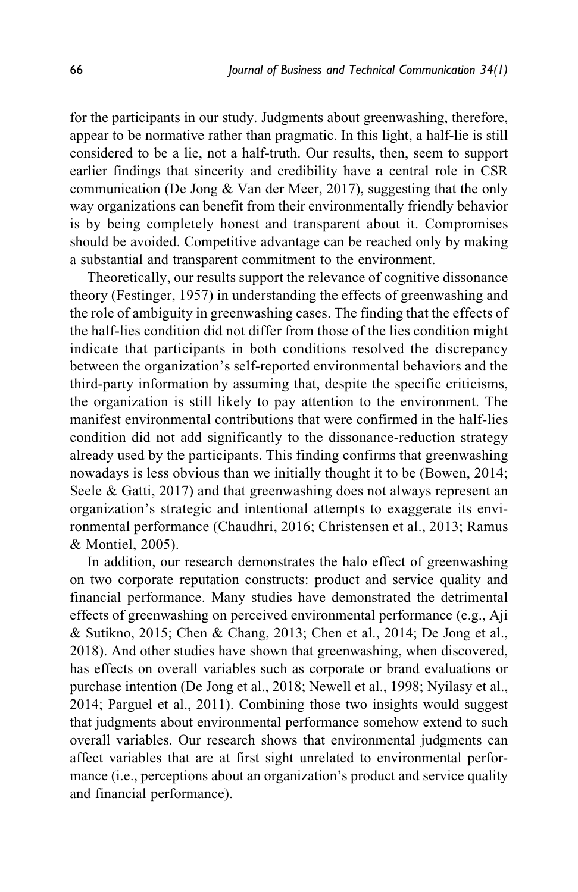for the participants in our study. Judgments about greenwashing, therefore, appear to be normative rather than pragmatic. In this light, a half-lie is still considered to be a lie, not a half-truth. Our results, then, seem to support earlier findings that sincerity and credibility have a central role in CSR communication (De Jong & Van der Meer, 2017), suggesting that the only way organizations can benefit from their environmentally friendly behavior is by being completely honest and transparent about it. Compromises should be avoided. Competitive advantage can be reached only by making a substantial and transparent commitment to the environment.

Theoretically, our results support the relevance of cognitive dissonance theory (Festinger, 1957) in understanding the effects of greenwashing and the role of ambiguity in greenwashing cases. The finding that the effects of the half-lies condition did not differ from those of the lies condition might indicate that participants in both conditions resolved the discrepancy between the organization's self-reported environmental behaviors and the third-party information by assuming that, despite the specific criticisms, the organization is still likely to pay attention to the environment. The manifest environmental contributions that were confirmed in the half-lies condition did not add significantly to the dissonance-reduction strategy already used by the participants. This finding confirms that greenwashing nowadays is less obvious than we initially thought it to be (Bowen, 2014; Seele & Gatti, 2017) and that greenwashing does not always represent an organization's strategic and intentional attempts to exaggerate its environmental performance (Chaudhri, 2016; Christensen et al., 2013; Ramus & Montiel, 2005).

In addition, our research demonstrates the halo effect of greenwashing on two corporate reputation constructs: product and service quality and financial performance. Many studies have demonstrated the detrimental effects of greenwashing on perceived environmental performance (e.g., Aji & Sutikno, 2015; Chen & Chang, 2013; Chen et al., 2014; De Jong et al., 2018). And other studies have shown that greenwashing, when discovered, has effects on overall variables such as corporate or brand evaluations or purchase intention (De Jong et al., 2018; Newell et al., 1998; Nyilasy et al., 2014; Parguel et al., 2011). Combining those two insights would suggest that judgments about environmental performance somehow extend to such overall variables. Our research shows that environmental judgments can affect variables that are at first sight unrelated to environmental performance (i.e., perceptions about an organization's product and service quality and financial performance).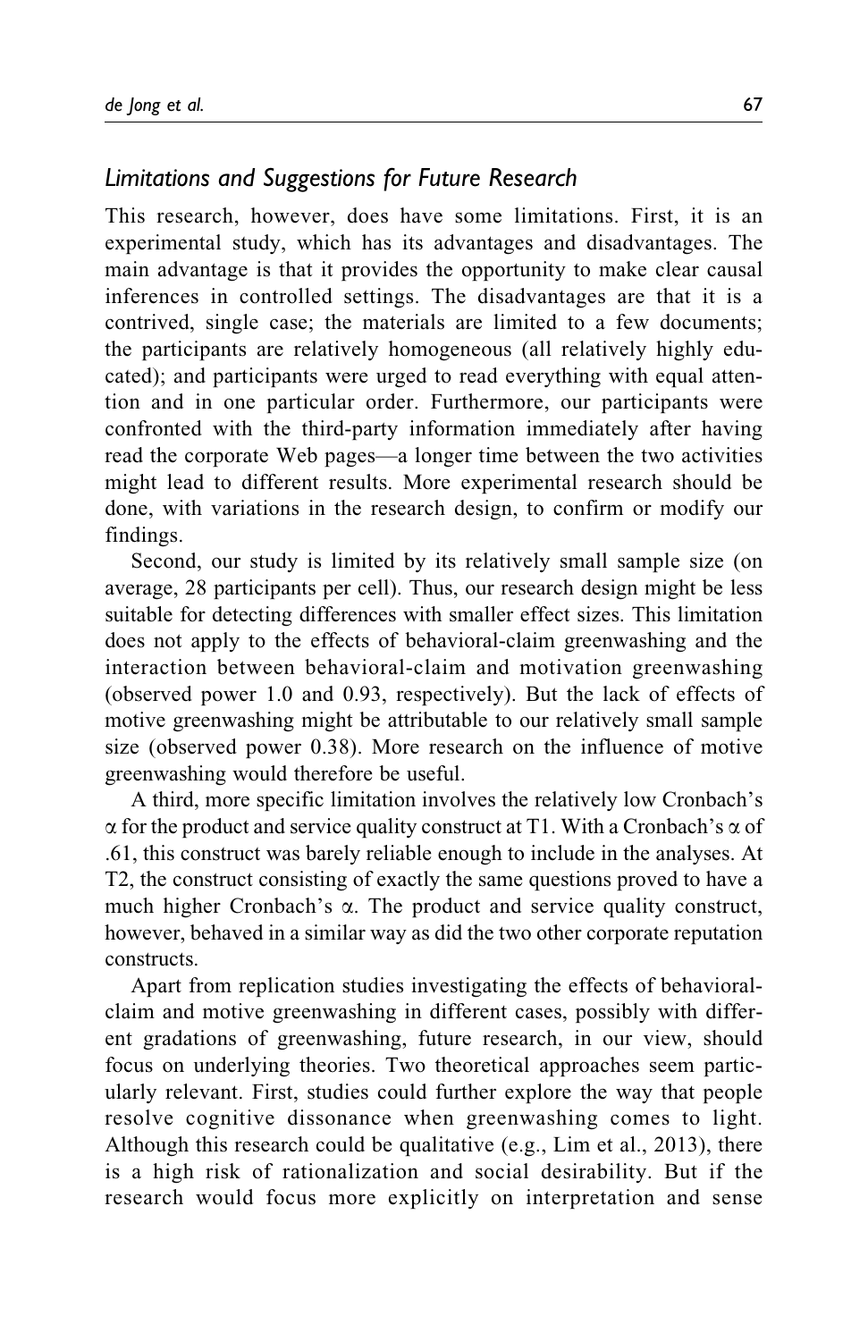### *Limitations and Suggestions for Future Research*

This research, however, does have some limitations. First, it is an experimental study, which has its advantages and disadvantages. The main advantage is that it provides the opportunity to make clear causal inferences in controlled settings. The disadvantages are that it is a contrived, single case; the materials are limited to a few documents; the participants are relatively homogeneous (all relatively highly educated); and participants were urged to read everything with equal attention and in one particular order. Furthermore, our participants were confronted with the third-party information immediately after having read the corporate Web pages—a longer time between the two activities might lead to different results. More experimental research should be done, with variations in the research design, to confirm or modify our findings.

Second, our study is limited by its relatively small sample size (on average, 28 participants per cell). Thus, our research design might be less suitable for detecting differences with smaller effect sizes. This limitation does not apply to the effects of behavioral-claim greenwashing and the interaction between behavioral-claim and motivation greenwashing (observed power 1.0 and 0.93, respectively). But the lack of effects of motive greenwashing might be attributable to our relatively small sample size (observed power 0.38). More research on the influence of motive greenwashing would therefore be useful.

A third, more specific limitation involves the relatively low Cronbach's $\alpha$ for the product and service quality construct at T1. With a Cronbach's $\alpha$ of .61, this construct was barely reliable enough to include in the analyses. At T2, the construct consisting of exactly the same questions proved to have a much higher Cronbach's $\alpha$. The product and service quality construct, however, behaved in a similar way as did the two other corporate reputation constructs.

Apart from replication studies investigating the effects of behavioral-claim and motive greenwashing in different cases, possibly with different gradations of greenwashing, future research, in our view, should focus on underlying theories. Two theoretical approaches seem particularly relevant. First, studies could further explore the way that people resolve cognitive dissonance when greenwashing comes to light. Although this research could be qualitative (e.g., Lim et al., 2013), there is a high risk of rationalization and social desirability. But if the research would focus more explicitly on interpretation and sense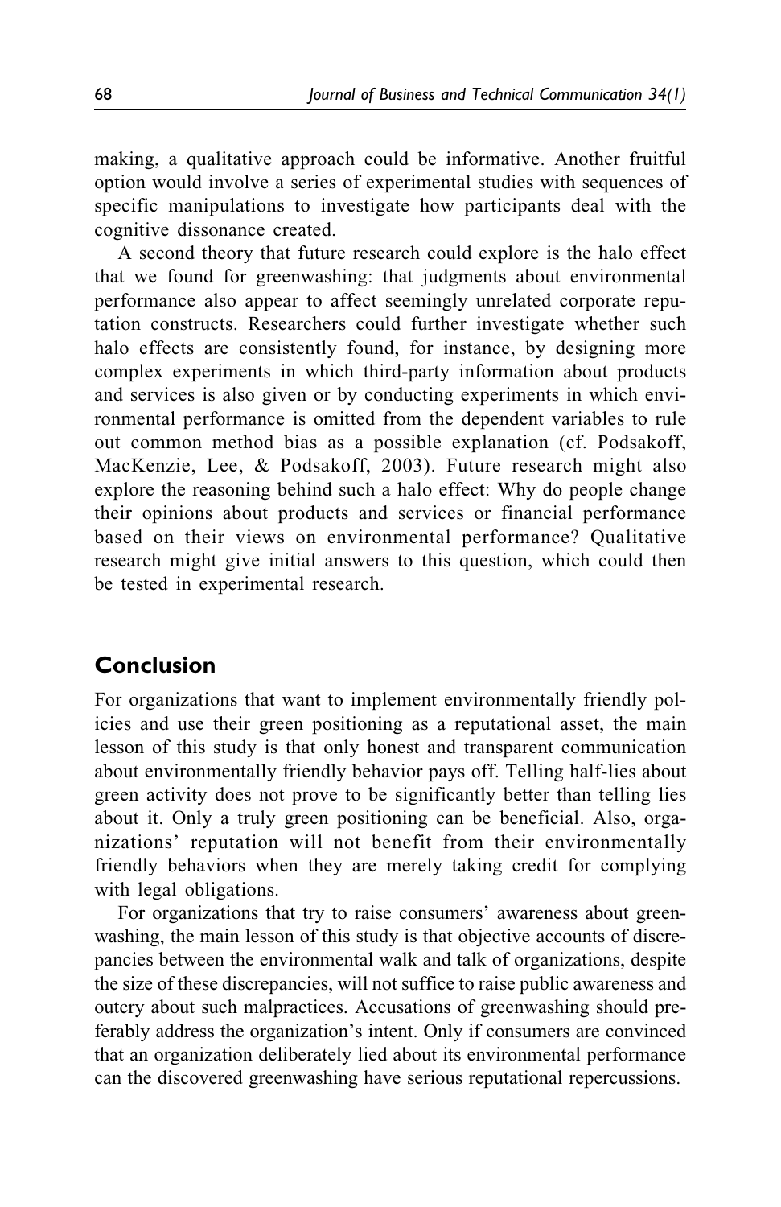making, a qualitative approach could be informative. Another fruitful option would involve a series of experimental studies with sequences of specific manipulations to investigate how participants deal with the cognitive dissonance created.

A second theory that future research could explore is the halo effect that we found for greenwashing: that judgments about environmental performance also appear to affect seemingly unrelated corporate reputation constructs. Researchers could further investigate whether such halo effects are consistently found, for instance, by designing more complex experiments in which third-party information about products and services is also given or by conducting experiments in which environmental performance is omitted from the dependent variables to rule out common method bias as a possible explanation (cf. Podsakoff, MacKenzie, Lee, & Podsakoff, 2003). Future research might also explore the reasoning behind such a halo effect: Why do people change their opinions about products and services or financial performance based on their views on environmental performance? Qualitative research might give initial answers to this question, which could then be tested in experimental research.

## Conclusion

For organizations that want to implement environmentally friendly policies and use their green positioning as a reputational asset, the main lesson of this study is that only honest and transparent communication about environmentally friendly behavior pays off. Telling half-lies about green activity does not prove to be significantly better than telling lies about it. Only a truly green positioning can be beneficial. Also, organizations' reputation will not benefit from their environmentally friendly behaviors when they are merely taking credit for complying with legal obligations.

For organizations that try to raise consumers' awareness about greenwashing, the main lesson of this study is that objective accounts of discrepancies between the environmental walk and talk of organizations, despite the size of these discrepancies, will not suffice to raise public awareness and outcry about such malpractices. Accusations of greenwashing should preferably address the organization's intent. Only if consumers are convinced that an organization deliberately lied about its environmental performance can the discovered greenwashing have serious reputational repercussions.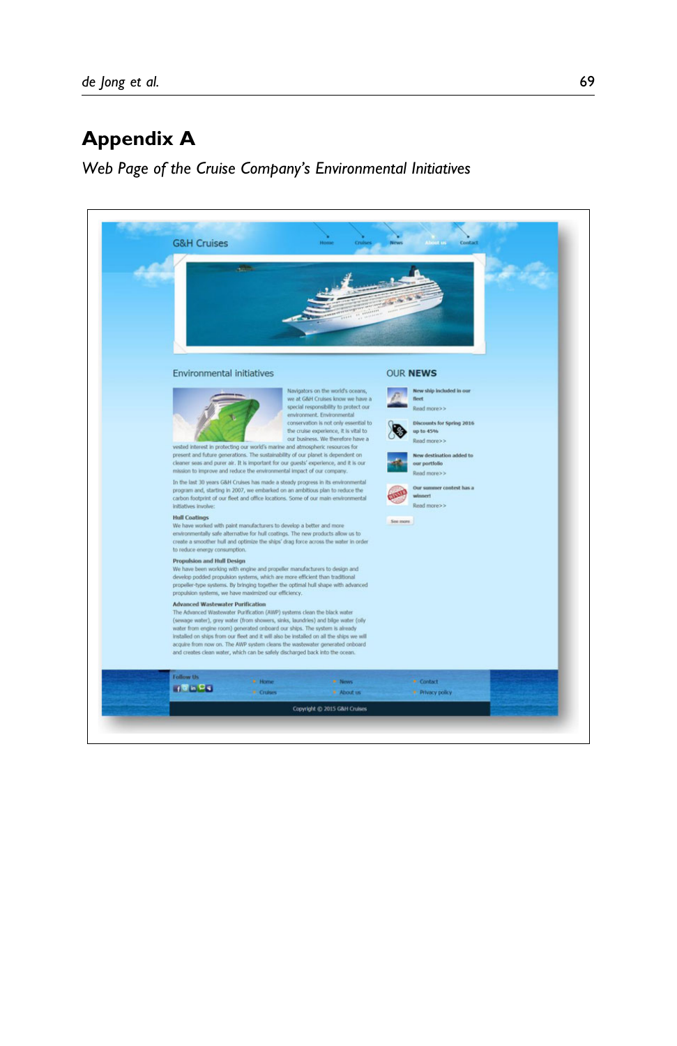# Appendix A

*Web Page of the Cruise Company's Environmental Initiatives*

G&H Cruises

Home Cruises News About us Contact

Environmental initiatives

Navigators on the world's oceans, we at G&H Cruises know we have a special responsibility to protect our environment. Environmental conservation is not only essential to the cruise experience, it is vital to our business. We therefore have a vested interest in protecting our world's marine and atmospheric resources for present and future generations. The sustainability of our planet is dependent on cleaner seas and purer air. It is important for our guests' experience, and it is our mission to improve and reduce the environmental impact of our company.

In the last 30 years G&H Cruises has made a steady progress in its environmental program and, starting in 2007, we embarked on an ambitious plan to reduce the carbon footprint of our fleet and office locations. Some of our main environmental initiatives involve:

**Hull Coatings**
We have worked with paint manufacturers to develop a better and more environmentally safe alternative for hull coatings. The new products allow us to create a smoother hull and optimize the ships' drag force across the water in order to reduce energy consumption.

**Propulsion and Hull Design**
We have been working with engine and propeller manufacturers to design and develop podded propulsion systems, which are more efficient than traditional propeller-type systems. By bringing together the optimal hull shape with advanced propulsion systems, we have maximized our efficiency.

**Advanced Wastewater Purification**
The Advanced Wastewater Purification (AWP) systems clean the black water (sewage water), grey water (from showers, sinks, laundries) and bilge water (oily water from engine room) generated onboard our ships. The system is already installed on ships from our fleet and it will also be installed on all the ships we will acquire from now on. The AWP system cleans the wastewater generated onboard and creates clean water, which can be safely discharged back into the ocean.

OUR **NEWS**

**New ship included in our fleet**
Read more>>

**Discounts for Spring 2016 up to 45%**
Read more>>

**New destination added to our portfolio**
Read more>>

**Our summer contest has a winner!**
Read more>>

See more

Follow Us

Home Cruises News About us Contact Privacy policy

Copyright © 2015 G&H Cruises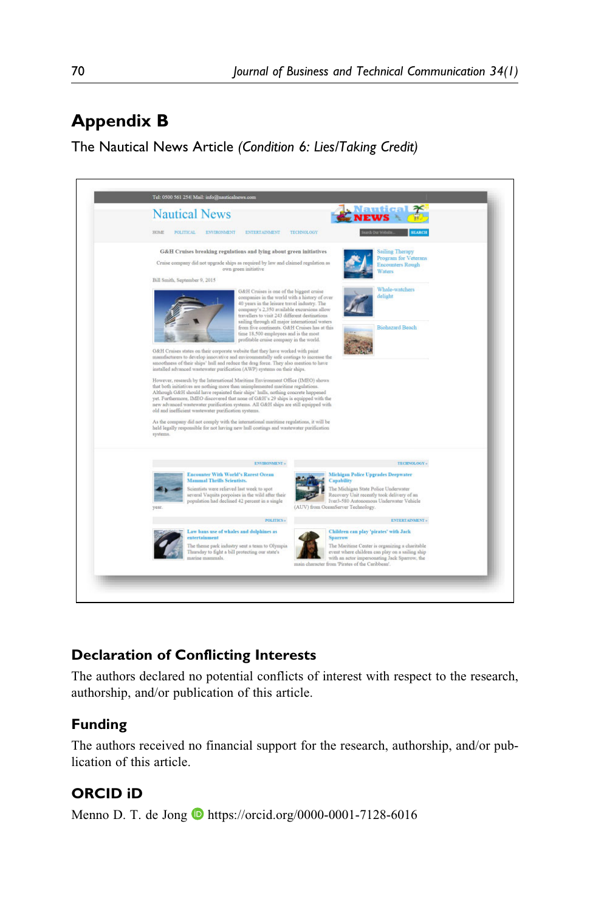## Appendix B

The Nautical News Article *(Condition 6: Lies/Taking Credit)*

Tel: 0500 561 254| Mail: info@nauticalnews.com

Nautical News

HOME POLITICAL ENVIRONMENT ENTERTAINMENT TECHNOLOGY

SEARCH

**G&H Cruises breaking regulations and lying about green initiatives**

Cruise company did not upgrade ships as required by law and claimed regulation as own green initiative

Bill Smith, September 9, 2015

G&H Cruises is one of the biggest cruise companies in the world with a history of over 40 years in the leisure travel industry. The company's 2,350 available excursions allow travellers to visit 243 different destinations sailing through all major international waters from five continents. G&H Cruises has at this time 18,500 employees and is the most profitable cruise company in the world.

G&H Cruises states on their corporate website that they have worked with paint manufacturers to develop innovative and environmentally safe coatings to increase the smoothness of their ships' hull and reduce the drag force. They also mention to have installed advanced wastewater purification (AWP) systems on their ships.

However, research by the International Maritime Environment Office (IMEO) shows that both initiatives are nothing more than unimplemented maritime regulations. Although G&H should have repainted their ships' hulls, nothing concrete happened yet. Furthermore, IMEO discovered that none of G&H's 29 ships is equipped with the new advanced wastewater purification systems. All G&H ships are still equipped with old and inefficient wastewater purification systems.

As the company did not comply with the international maritime regulations, it will be held legally responsible for not having new hull coatings and wastewater purification systems.

Sailing Therapy Program for Veterans Encounters Rough Waters

Whale-watchers delight

Biohazard Beach

ENVIRONMENT »

**Encounter With World's Rarest Ocean Mammal Thrills Scientists.**

Scientists were relieved last week to spot several Vaquita porpoises in the wild after their population had declined 42 percent in a single year.

TECHNOLOGY »

**Michigan Police Upgrades Deepwater Capability**

The Michigan State Police Underwater Recovery Unit recently took delivery of an Iver3-580 Autonomous Underwater Vehicle (AUV) from OceanServer Technology.

POLITICS »

**Law bans use of whales and dolphins as entertainment**

The theme park industry sent a team to Olympia Thursday to fight a bill protecting our state's marine mammals.

ENTERTAINMENT »

**Children can play 'pirates' with Jack Sparrow**

The Maritime Center is organizing a charitable event where children can play on a sailing ship with an actor impersonating Jack Sparrow, the main character from 'Pirates of the Caribbean'.

## Declaration of Conflicting Interests

The authors declared no potential conflicts of interest with respect to the research, authorship, and/or publication of this article.

## Funding

The authors received no financial support for the research, authorship, and/or publication of this article.

## ORCID iD

Menno D. T. de Jong https://orcid.org/0000-0001-7128-6016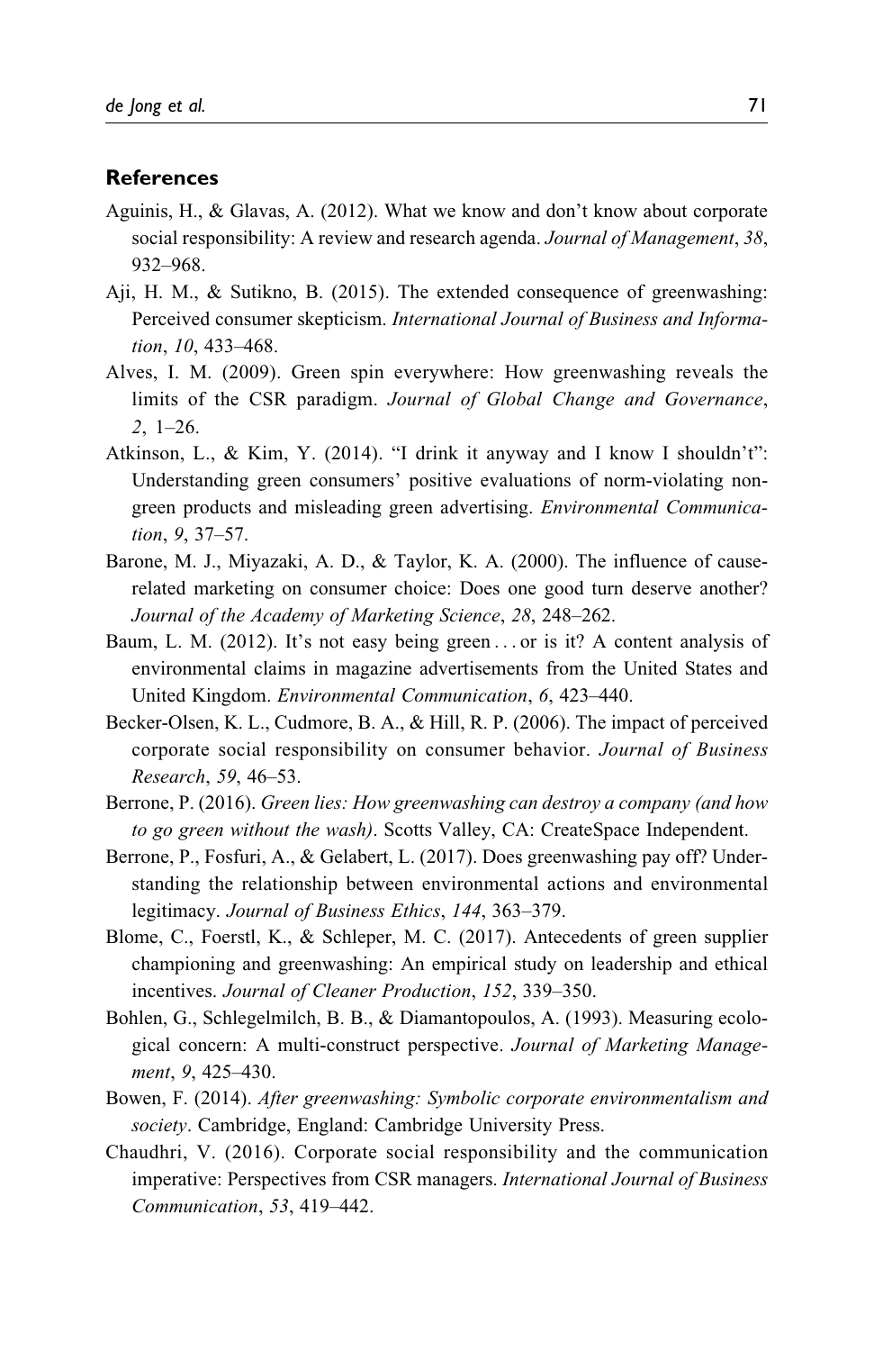## References

Aguinis, H., & Glavas, A. (2012). What we know and don't know about corporate social responsibility: A review and research agenda. *Journal of Management*, *38*, 932–968.

Aji, H. M., & Sutikno, B. (2015). The extended consequence of greenwashing: Perceived consumer skepticism. *International Journal of Business and Information*, *10*, 433–468.

Alves, I. M. (2009). Green spin everywhere: How greenwashing reveals the limits of the CSR paradigm. *Journal of Global Change and Governance*, *2*, 1–26.

Atkinson, L., & Kim, Y. (2014). "I drink it anyway and I know I shouldn't": Understanding green consumers' positive evaluations of norm-violating non-green products and misleading green advertising. *Environmental Communication*, *9*, 37–57.

Barone, M. J., Miyazaki, A. D., & Taylor, K. A. (2000). The influence of cause-related marketing on consumer choice: Does one good turn deserve another? *Journal of the Academy of Marketing Science*, *28*, 248–262.

Baum, L. M. (2012). It's not easy being green . . . or is it? A content analysis of environmental claims in magazine advertisements from the United States and United Kingdom. *Environmental Communication*, *6*, 423–440.

Becker-Olsen, K. L., Cudmore, B. A., & Hill, R. P. (2006). The impact of perceived corporate social responsibility on consumer behavior. *Journal of Business Research*, *59*, 46–53.

Berrone, P. (2016). *Green lies: How greenwashing can destroy a company (and how to go green without the wash)*. Scotts Valley, CA: CreateSpace Independent.

Berrone, P., Fosfuri, A., & Gelabert, L. (2017). Does greenwashing pay off? Understanding the relationship between environmental actions and environmental legitimacy. *Journal of Business Ethics*, *144*, 363–379.

Blome, C., Foerstl, K., & Schleper, M. C. (2017). Antecedents of green supplier championing and greenwashing: An empirical study on leadership and ethical incentives. *Journal of Cleaner Production*, *152*, 339–350.

Bohlen, G., Schlegelmilch, B. B., & Diamantopoulos, A. (1993). Measuring ecological concern: A multi-construct perspective. *Journal of Marketing Management*, *9*, 425–430.

Bowen, F. (2014). *After greenwashing: Symbolic corporate environmentalism and society*. Cambridge, England: Cambridge University Press.

Chaudhri, V. (2016). Corporate social responsibility and the communication imperative: Perspectives from CSR managers. *International Journal of Business Communication*, *53*, 419–442.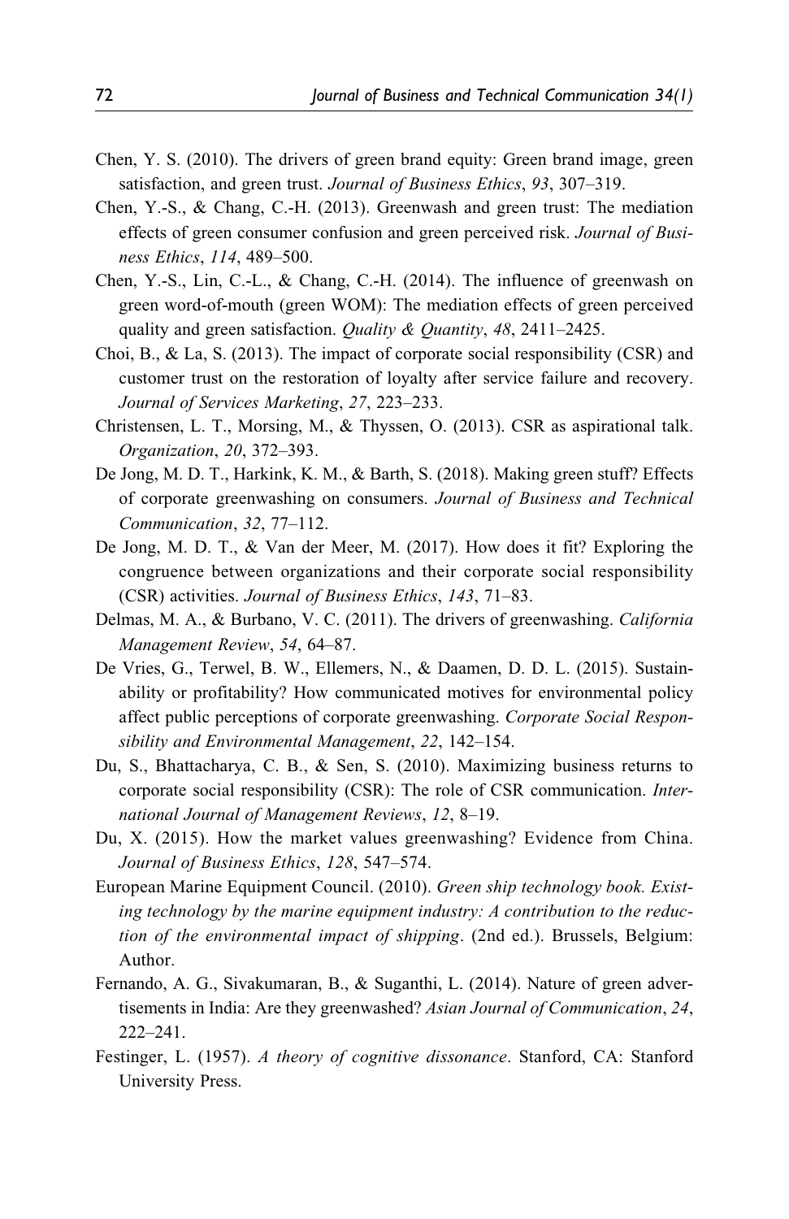Chen, Y. S. (2010). The drivers of green brand equity: Green brand image, green satisfaction, and green trust. *Journal of Business Ethics*, *93*, 307–319.

Chen, Y.-S., & Chang, C.-H. (2013). Greenwash and green trust: The mediation effects of green consumer confusion and green perceived risk. *Journal of Business Ethics*, *114*, 489–500.

Chen, Y.-S., Lin, C.-L., & Chang, C.-H. (2014). The influence of greenwash on green word-of-mouth (green WOM): The mediation effects of green perceived quality and green satisfaction. *Quality & Quantity*, *48*, 2411–2425.

Choi, B., & La, S. (2013). The impact of corporate social responsibility (CSR) and customer trust on the restoration of loyalty after service failure and recovery. *Journal of Services Marketing*, *27*, 223–233.

Christensen, L. T., Morsing, M., & Thyssen, O. (2013). CSR as aspirational talk. *Organization*, *20*, 372–393.

De Jong, M. D. T., Harkink, K. M., & Barth, S. (2018). Making green stuff? Effects of corporate greenwashing on consumers. *Journal of Business and Technical Communication*, *32*, 77–112.

De Jong, M. D. T., & Van der Meer, M. (2017). How does it fit? Exploring the congruence between organizations and their corporate social responsibility (CSR) activities. *Journal of Business Ethics*, *143*, 71–83.

Delmas, M. A., & Burbano, V. C. (2011). The drivers of greenwashing. *California Management Review*, *54*, 64–87.

De Vries, G., Terwel, B. W., Ellemers, N., & Daamen, D. D. L. (2015). Sustainability or profitability? How communicated motives for environmental policy affect public perceptions of corporate greenwashing. *Corporate Social Responsibility and Environmental Management*, *22*, 142–154.

Du, S., Bhattacharya, C. B., & Sen, S. (2010). Maximizing business returns to corporate social responsibility (CSR): The role of CSR communication. *International Journal of Management Reviews*, *12*, 8–19.

Du, X. (2015). How the market values greenwashing? Evidence from China. *Journal of Business Ethics*, *128*, 547–574.

European Marine Equipment Council. (2010). *Green ship technology book. Existing technology by the marine equipment industry: A contribution to the reduction of the environmental impact of shipping*. (2nd ed.). Brussels, Belgium: Author.

Fernando, A. G., Sivakumaran, B., & Suganthi, L. (2014). Nature of green advertisements in India: Are they greenwashed? *Asian Journal of Communication*, *24*, 222–241.

Festinger, L. (1957). *A theory of cognitive dissonance*. Stanford, CA: Stanford University Press.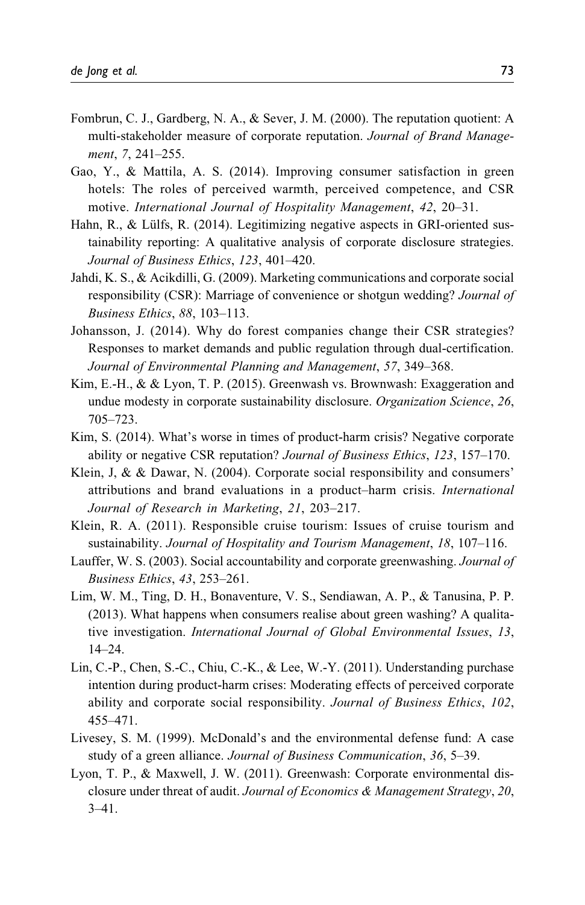Fombrun, C. J., Gardberg, N. A., & Sever, J. M. (2000). The reputation quotient: A multi-stakeholder measure of corporate reputation. *Journal of Brand Management*, *7*, 241–255.

Gao, Y., & Mattila, A. S. (2014). Improving consumer satisfaction in green hotels: The roles of perceived warmth, perceived competence, and CSR motive. *International Journal of Hospitality Management*, *42*, 20–31.

Hahn, R., & Lülfs, R. (2014). Legitimizing negative aspects in GRI-oriented sustainability reporting: A qualitative analysis of corporate disclosure strategies. *Journal of Business Ethics*, *123*, 401–420.

Jahdi, K. S., & Acikdilli, G. (2009). Marketing communications and corporate social responsibility (CSR): Marriage of convenience or shotgun wedding? *Journal of Business Ethics*, *88*, 103–113.

Johansson, J. (2014). Why do forest companies change their CSR strategies? Responses to market demands and public regulation through dual-certification. *Journal of Environmental Planning and Management*, *57*, 349–368.

Kim, E.-H., & & Lyon, T. P. (2015). Greenwash vs. Brownwash: Exaggeration and undue modesty in corporate sustainability disclosure. *Organization Science*, *26*, 705–723.

Kim, S. (2014). What's worse in times of product-harm crisis? Negative corporate ability or negative CSR reputation? *Journal of Business Ethics*, *123*, 157–170.

Klein, J, & & Dawar, N. (2004). Corporate social responsibility and consumers' attributions and brand evaluations in a product–harm crisis. *International Journal of Research in Marketing*, *21*, 203–217.

Klein, R. A. (2011). Responsible cruise tourism: Issues of cruise tourism and sustainability. *Journal of Hospitality and Tourism Management*, *18*, 107–116.

Lauffer, W. S. (2003). Social accountability and corporate greenwashing. *Journal of Business Ethics*, *43*, 253–261.

Lim, W. M., Ting, D. H., Bonaventure, V. S., Sendiawan, A. P., & Tanusina, P. P. (2013). What happens when consumers realise about green washing? A qualitative investigation. *International Journal of Global Environmental Issues*, *13*, 14–24.

Lin, C.-P., Chen, S.-C., Chiu, C.-K., & Lee, W.-Y. (2011). Understanding purchase intention during product-harm crises: Moderating effects of perceived corporate ability and corporate social responsibility. *Journal of Business Ethics*, *102*, 455–471.

Livesey, S. M. (1999). McDonald's and the environmental defense fund: A case study of a green alliance. *Journal of Business Communication*, *36*, 5–39.

Lyon, T. P., & Maxwell, J. W. (2011). Greenwash: Corporate environmental disclosure under threat of audit. *Journal of Economics & Management Strategy*, *20*, 3–41.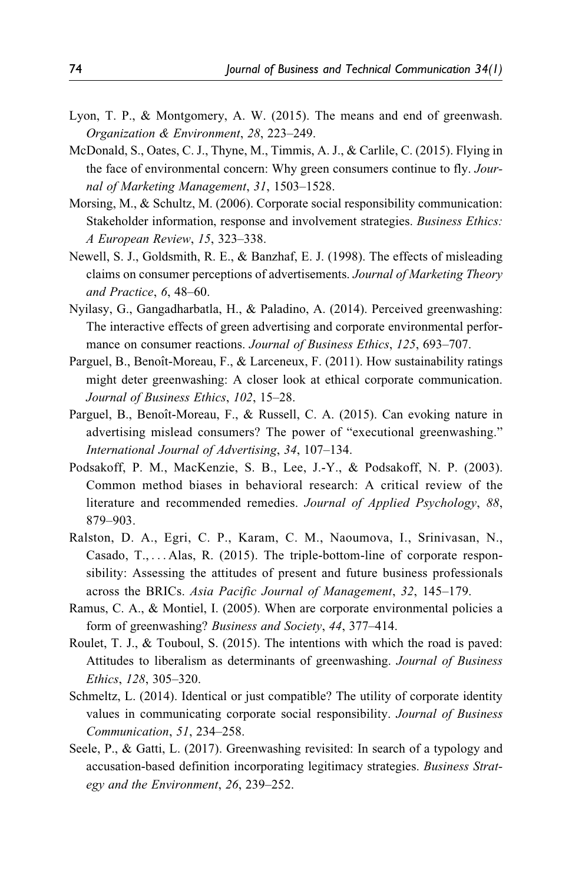Lyon, T. P., & Montgomery, A. W. (2015). The means and end of greenwash. *Organization & Environment*, *28*, 223–249.

McDonald, S., Oates, C. J., Thyne, M., Timmis, A. J., & Carlile, C. (2015). Flying in the face of environmental concern: Why green consumers continue to fly. *Journal of Marketing Management*, *31*, 1503–1528.

Morsing, M., & Schultz, M. (2006). Corporate social responsibility communication: Stakeholder information, response and involvement strategies. *Business Ethics: A European Review*, *15*, 323–338.

Newell, S. J., Goldsmith, R. E., & Banzhaf, E. J. (1998). The effects of misleading claims on consumer perceptions of advertisements. *Journal of Marketing Theory and Practice*, *6*, 48–60.

Nyilasy, G., Gangadharbatla, H., & Paladino, A. (2014). Perceived greenwashing: The interactive effects of green advertising and corporate environmental performance on consumer reactions. *Journal of Business Ethics*, *125*, 693–707.

Parguel, B., Benoît-Moreau, F., & Larceneux, F. (2011). How sustainability ratings might deter greenwashing: A closer look at ethical corporate communication. *Journal of Business Ethics*, *102*, 15–28.

Parguel, B., Benoît-Moreau, F., & Russell, C. A. (2015). Can evoking nature in advertising mislead consumers? The power of "executional greenwashing." *International Journal of Advertising*, *34*, 107–134.

Podsakoff, P. M., MacKenzie, S. B., Lee, J.-Y., & Podsakoff, N. P. (2003). Common method biases in behavioral research: A critical review of the literature and recommended remedies. *Journal of Applied Psychology*, *88*, 879–903.

Ralston, D. A., Egri, C. P., Karam, C. M., Naoumova, I., Srinivasan, N., Casado, T., . . . Alas, R. (2015). The triple-bottom-line of corporate responsibility: Assessing the attitudes of present and future business professionals across the BRICs. *Asia Pacific Journal of Management*, *32*, 145–179.

Ramus, C. A., & Montiel, I. (2005). When are corporate environmental policies a form of greenwashing? *Business and Society*, *44*, 377–414.

Roulet, T. J., & Touboul, S. (2015). The intentions with which the road is paved: Attitudes to liberalism as determinants of greenwashing. *Journal of Business Ethics*, *128*, 305–320.

Schmeltz, L. (2014). Identical or just compatible? The utility of corporate identity values in communicating corporate social responsibility. *Journal of Business Communication*, *51*, 234–258.

Seele, P., & Gatti, L. (2017). Greenwashing revisited: In search of a typology and accusation-based definition incorporating legitimacy strategies. *Business Strategy and the Environment*, *26*, 239–252.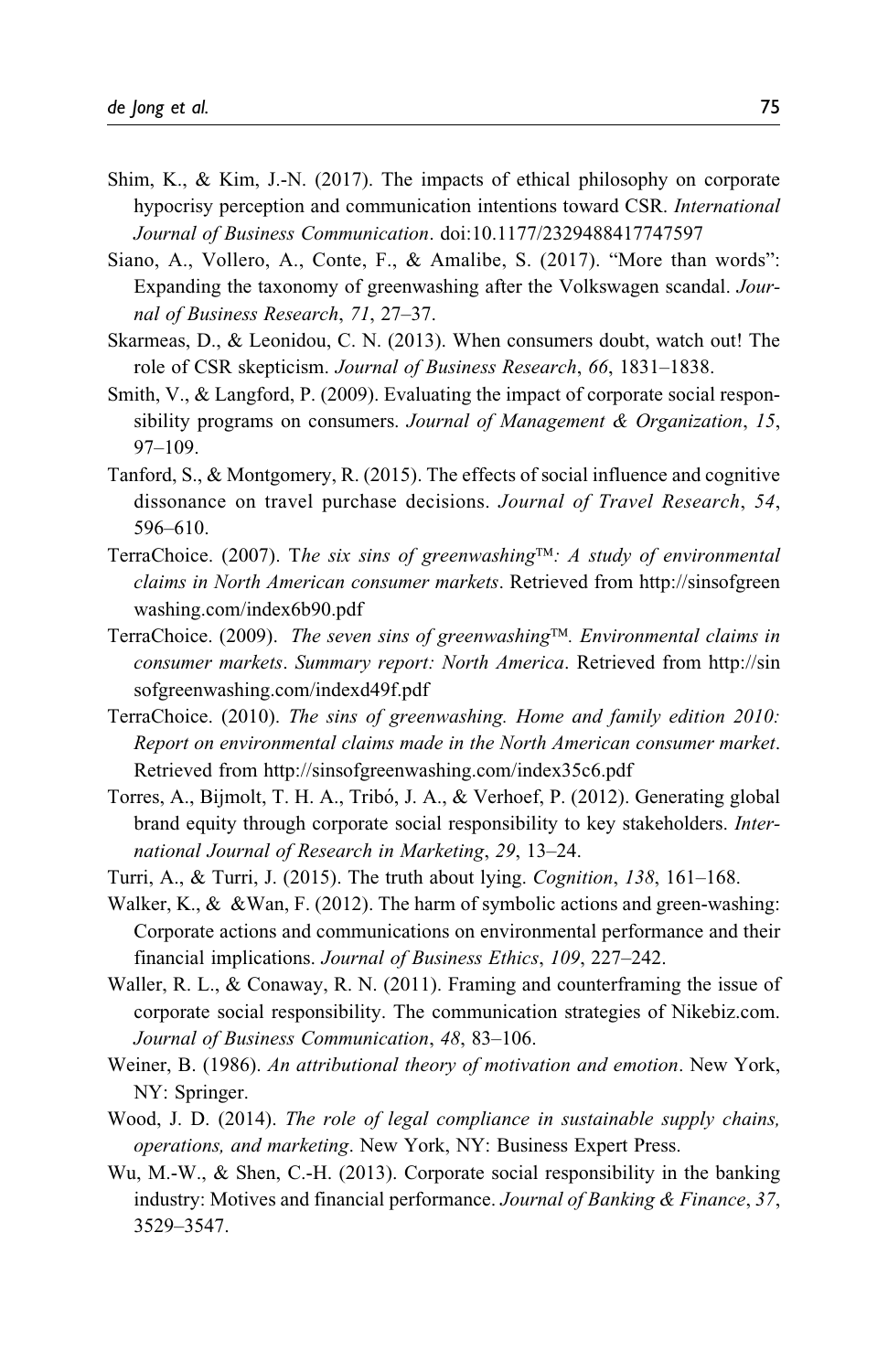Shim, K., & Kim, J.-N. (2017). The impacts of ethical philosophy on corporate hypocrisy perception and communication intentions toward CSR. *International Journal of Business Communication*. doi:10.1177/2329488417747597

Siano, A., Vollero, A., Conte, F., & Amalibe, S. (2017). "More than words": Expanding the taxonomy of greenwashing after the Volkswagen scandal. *Journal of Business Research*, *71*, 27–37.

Skarmeas, D., & Leonidou, C. N. (2013). When consumers doubt, watch out! The role of CSR skepticism. *Journal of Business Research*, *66*, 1831–1838.

Smith, V., & Langford, P. (2009). Evaluating the impact of corporate social responsibility programs on consumers. *Journal of Management & Organization*, *15*, 97–109.

Tanford, S., & Montgomery, R. (2015). The effects of social influence and cognitive dissonance on travel purchase decisions. *Journal of Travel Research*, *54*, 596–610.

TerraChoice. (2007). T*he six sins of greenwashing™: A study of environmental claims in North American consumer markets*. Retrieved from http://sinsofgreenwashing.com/index6b90.pdf

TerraChoice. (2009). *The seven sins of greenwashing™. Environmental claims in consumer markets*. *Summary report: North America*. Retrieved from http://sinsofgreenwashing.com/indexd49f.pdf

TerraChoice. (2010). *The sins of greenwashing. Home and family edition 2010: Report on environmental claims made in the North American consumer market*. Retrieved from http://sinsofgreenwashing.com/index35c6.pdf

Torres, A., Bijmolt, T. H. A., Tribó, J. A., & Verhoef, P. (2012). Generating global brand equity through corporate social responsibility to key stakeholders. *International Journal of Research in Marketing*, *29*, 13–24.

Turri, A., & Turri, J. (2015). The truth about lying. *Cognition*, *138*, 161–168.

Walker, K., & &Wan, F. (2012). The harm of symbolic actions and green-washing: Corporate actions and communications on environmental performance and their financial implications. *Journal of Business Ethics*, *109*, 227–242.

Waller, R. L., & Conaway, R. N. (2011). Framing and counterframing the issue of corporate social responsibility. The communication strategies of Nikebiz.com. *Journal of Business Communication*, *48*, 83–106.

Weiner, B. (1986). *An attributional theory of motivation and emotion*. New York, NY: Springer.

Wood, J. D. (2014). *The role of legal compliance in sustainable supply chains, operations, and marketing*. New York, NY: Business Expert Press.

Wu, M.-W., & Shen, C.-H. (2013). Corporate social responsibility in the banking industry: Motives and financial performance. *Journal of Banking & Finance*, *37*, 3529–3547.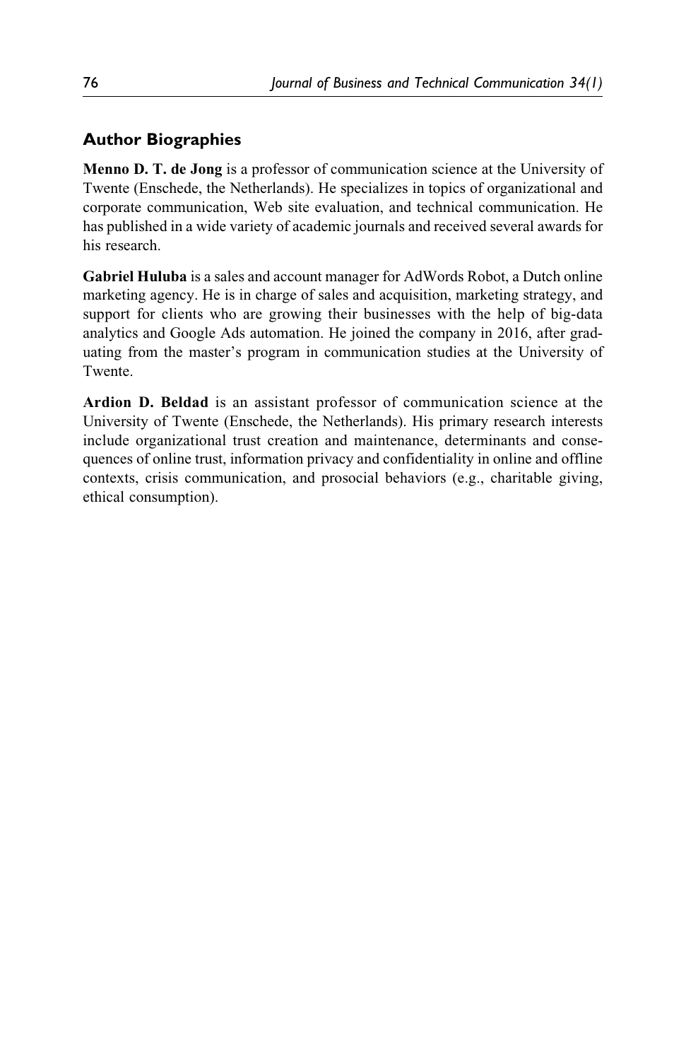## Author Biographies

**Menno D. T. de Jong** is a professor of communication science at the University of Twente (Enschede, the Netherlands). He specializes in topics of organizational and corporate communication, Web site evaluation, and technical communication. He has published in a wide variety of academic journals and received several awards for his research.

**Gabriel Huluba** is a sales and account manager for AdWords Robot, a Dutch online marketing agency. He is in charge of sales and acquisition, marketing strategy, and support for clients who are growing their businesses with the help of big-data analytics and Google Ads automation. He joined the company in 2016, after graduating from the master's program in communication studies at the University of Twente.

**Ardion D. Beldad** is an assistant professor of communication science at the University of Twente (Enschede, the Netherlands). His primary research interests include organizational trust creation and maintenance, determinants and consequences of online trust, information privacy and confidentiality in online and offline contexts, crisis communication, and prosocial behaviors (e.g., charitable giving, ethical consumption).